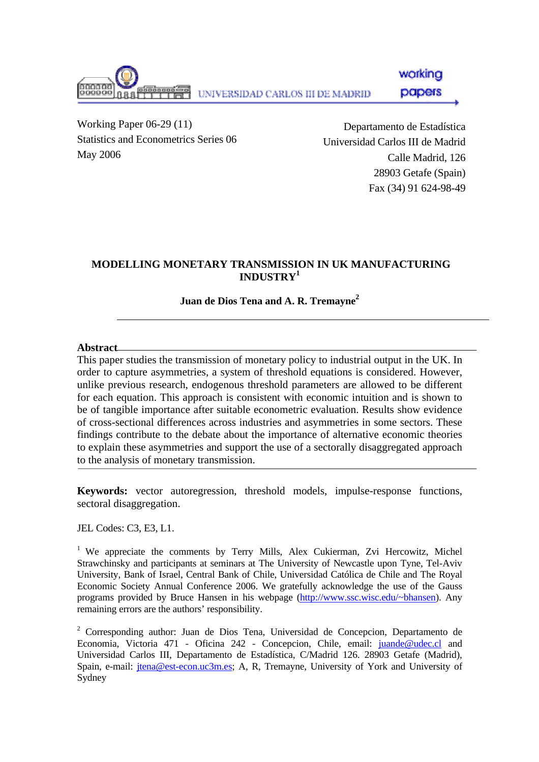UNIVERSIDAD CARLOS III DE MADRID

working papers

Working Paper 06-29 (11)
Statistics and Econometrics Series 06
May 2006

Departamento de Estadística
Universidad Carlos III de Madrid
Calle Madrid, 126
28903 Getafe (Spain)
Fax (34) 91 624-98-49

# MODELLING MONETARY TRANSMISSION IN UK MANUFACTURING INDUSTRY[1]

**Juan de Dios Tena and A. R. Tremayne[2]**

## Abstract

This paper studies the transmission of monetary policy to industrial output in the UK. In order to capture asymmetries, a system of threshold equations is considered. However, unlike previous research, endogenous threshold parameters are allowed to be different for each equation. This approach is consistent with economic intuition and is shown to be of tangible importance after suitable econometric evaluation. Results show evidence of cross-sectional differences across industries and asymmetries in some sectors. These findings contribute to the debate about the importance of alternative economic theories to explain these asymmetries and support the use of a sectorally disaggregated approach to the analysis of monetary transmission.

**Keywords:** vector autoregression, threshold models, impulse-response functions, sectoral disaggregation.

JEL Codes: C3, E3, L1.

[1] We appreciate the comments by Terry Mills, Alex Cukierman, Zvi Hercowitz, Michel Strawchinsky and participants at seminars at The University of Newcastle upon Tyne, Tel-Aviv University, Bank of Israel, Central Bank of Chile, Universidad Católica de Chile and The Royal Economic Society Annual Conference 2006. We gratefully acknowledge the use of the Gauss programs provided by Bruce Hansen in his webpage (http://www.ssc.wisc.edu/~bhansen). Any remaining errors are the authors' responsibility.

[2] Corresponding author: Juan de Dios Tena, Universidad de Concepcion, Departamento de Economia, Victoria 471 - Oficina 242 - Concepcion, Chile, email: juande@udec.cl and Universidad Carlos III, Departamento de Estadística, C/Madrid 126. 28903 Getafe (Madrid), Spain, e-mail: jtena@est-econ.uc3m.es; A, R, Tremayne, University of York and University of Sydney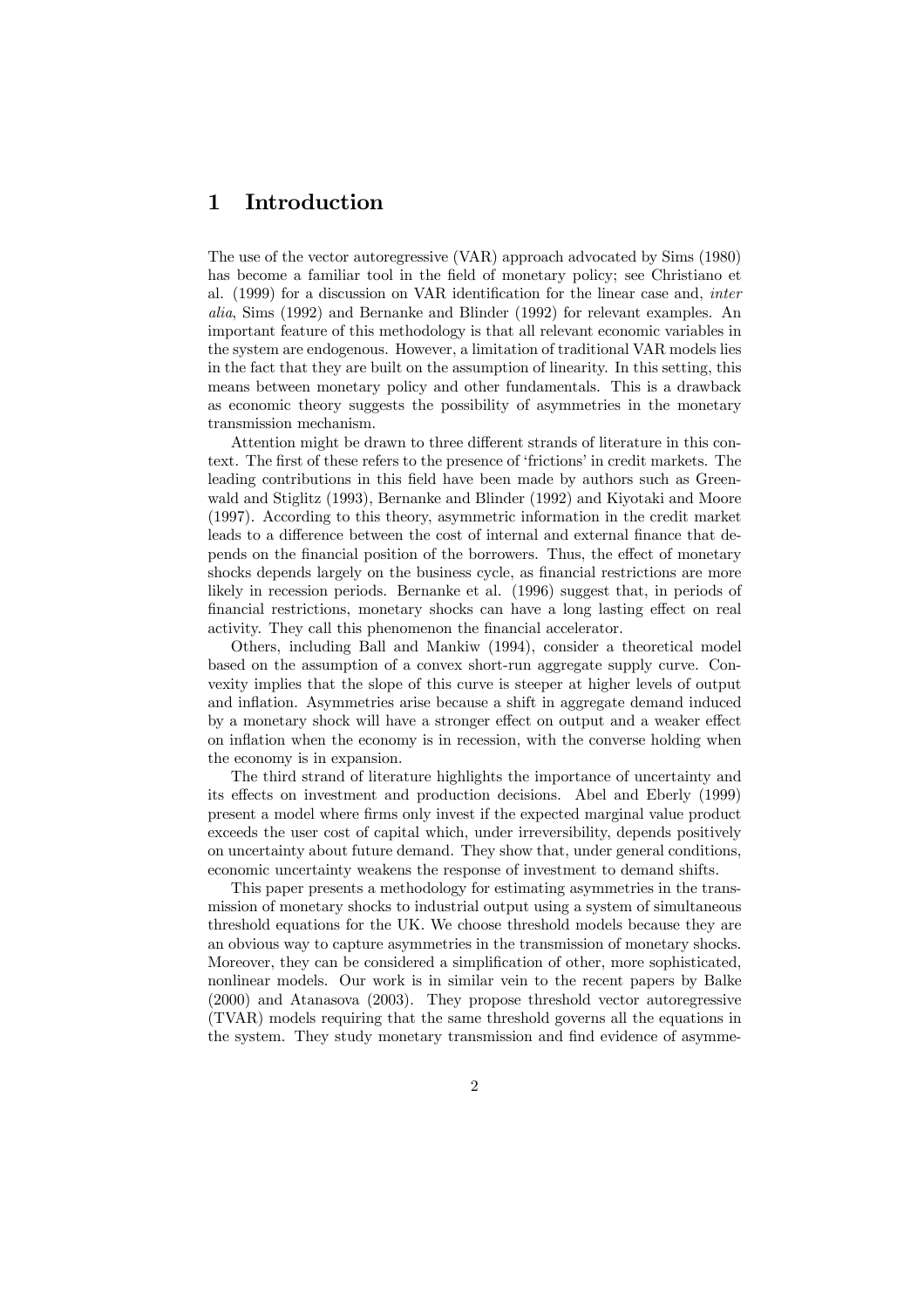# 1 Introduction

The use of the vector autoregressive (VAR) approach advocated by Sims (1980) has become a familiar tool in the field of monetary policy; see Christiano et al. (1999) for a discussion on VAR identification for the linear case and, *inter alia*, Sims (1992) and Bernanke and Blinder (1992) for relevant examples. An important feature of this methodology is that all relevant economic variables in the system are endogenous. However, a limitation of traditional VAR models lies in the fact that they are built on the assumption of linearity. In this setting, this means between monetary policy and other fundamentals. This is a drawback as economic theory suggests the possibility of asymmetries in the monetary transmission mechanism.

Attention might be drawn to three different strands of literature in this context. The first of these refers to the presence of 'frictions' in credit markets. The leading contributions in this field have been made by authors such as Greenwald and Stiglitz (1993), Bernanke and Blinder (1992) and Kiyotaki and Moore (1997). According to this theory, asymmetric information in the credit market leads to a difference between the cost of internal and external finance that depends on the financial position of the borrowers. Thus, the effect of monetary shocks depends largely on the business cycle, as financial restrictions are more likely in recession periods. Bernanke et al. (1996) suggest that, in periods of financial restrictions, monetary shocks can have a long lasting effect on real activity. They call this phenomenon the financial accelerator.

Others, including Ball and Mankiw (1994), consider a theoretical model based on the assumption of a convex short-run aggregate supply curve. Convexity implies that the slope of this curve is steeper at higher levels of output and inflation. Asymmetries arise because a shift in aggregate demand induced by a monetary shock will have a stronger effect on output and a weaker effect on inflation when the economy is in recession, with the converse holding when the economy is in expansion.

The third strand of literature highlights the importance of uncertainty and its effects on investment and production decisions. Abel and Eberly (1999) present a model where firms only invest if the expected marginal value product exceeds the user cost of capital which, under irreversibility, depends positively on uncertainty about future demand. They show that, under general conditions, economic uncertainty weakens the response of investment to demand shifts.

This paper presents a methodology for estimating asymmetries in the transmission of monetary shocks to industrial output using a system of simultaneous threshold equations for the UK. We choose threshold models because they are an obvious way to capture asymmetries in the transmission of monetary shocks. Moreover, they can be considered a simplification of other, more sophisticated, nonlinear models. Our work is in similar vein to the recent papers by Balke (2000) and Atanasova (2003). They propose threshold vector autoregressive (TVAR) models requiring that the same threshold governs all the equations in the system. They study monetary transmission and find evidence of asymme-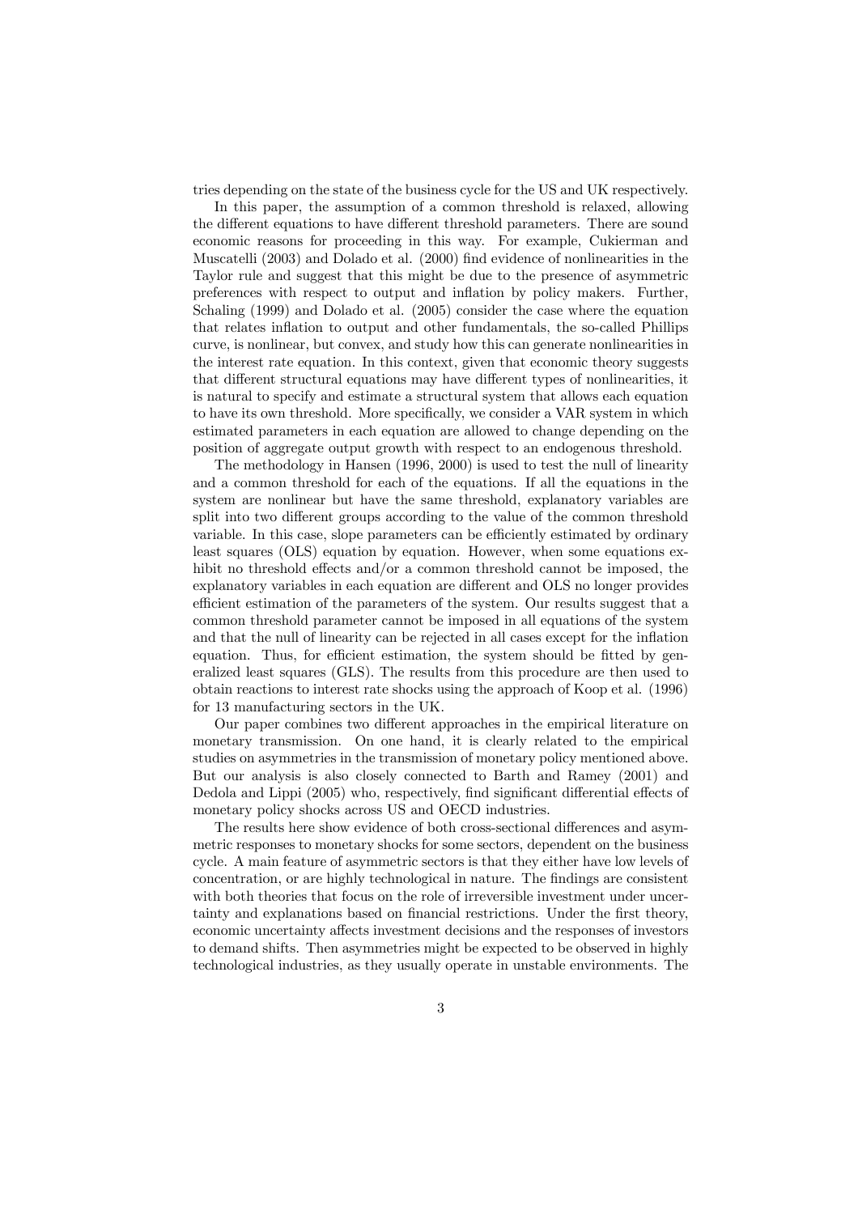tries depending on the state of the business cycle for the US and UK respectively.

In this paper, the assumption of a common threshold is relaxed, allowing the different equations to have different threshold parameters. There are sound economic reasons for proceeding in this way. For example, Cukierman and Muscatelli (2003) and Dolado et al. (2000) find evidence of nonlinearities in the Taylor rule and suggest that this might be due to the presence of asymmetric preferences with respect to output and inflation by policy makers. Further, Schaling (1999) and Dolado et al. (2005) consider the case where the equation that relates inflation to output and other fundamentals, the so-called Phillips curve, is nonlinear, but convex, and study how this can generate nonlinearities in the interest rate equation. In this context, given that economic theory suggests that different structural equations may have different types of nonlinearities, it is natural to specify and estimate a structural system that allows each equation to have its own threshold. More specifically, we consider a VAR system in which estimated parameters in each equation are allowed to change depending on the position of aggregate output growth with respect to an endogenous threshold.

The methodology in Hansen (1996, 2000) is used to test the null of linearity and a common threshold for each of the equations. If all the equations in the system are nonlinear but have the same threshold, explanatory variables are split into two different groups according to the value of the common threshold variable. In this case, slope parameters can be efficiently estimated by ordinary least squares (OLS) equation by equation. However, when some equations exhibit no threshold effects and/or a common threshold cannot be imposed, the explanatory variables in each equation are different and OLS no longer provides efficient estimation of the parameters of the system. Our results suggest that a common threshold parameter cannot be imposed in all equations of the system and that the null of linearity can be rejected in all cases except for the inflation equation. Thus, for efficient estimation, the system should be fitted by generalized least squares (GLS). The results from this procedure are then used to obtain reactions to interest rate shocks using the approach of Koop et al. (1996) for 13 manufacturing sectors in the UK.

Our paper combines two different approaches in the empirical literature on monetary transmission. On one hand, it is clearly related to the empirical studies on asymmetries in the transmission of monetary policy mentioned above. But our analysis is also closely connected to Barth and Ramey (2001) and Dedola and Lippi (2005) who, respectively, find significant differential effects of monetary policy shocks across US and OECD industries.

The results here show evidence of both cross-sectional differences and asymmetric responses to monetary shocks for some sectors, dependent on the business cycle. A main feature of asymmetric sectors is that they either have low levels of concentration, or are highly technological in nature. The findings are consistent with both theories that focus on the role of irreversible investment under uncertainty and explanations based on financial restrictions. Under the first theory, economic uncertainty affects investment decisions and the responses of investors to demand shifts. Then asymmetries might be expected to be observed in highly technological industries, as they usually operate in unstable environments. The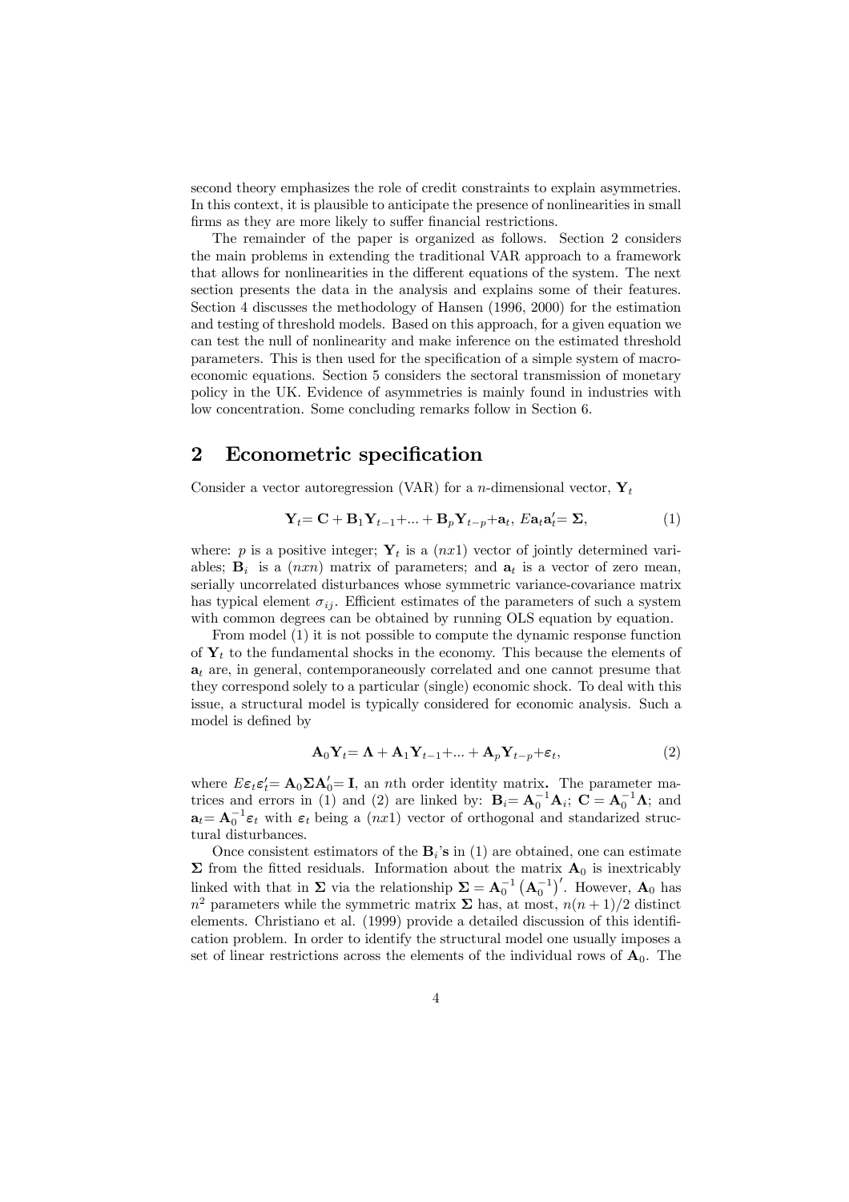second theory emphasizes the role of credit constraints to explain asymmetries. In this context, it is plausible to anticipate the presence of nonlinearities in small firms as they are more likely to suffer financial restrictions.

The remainder of the paper is organized as follows. Section 2 considers the main problems in extending the traditional VAR approach to a framework that allows for nonlinearities in the different equations of the system. The next section presents the data in the analysis and explains some of their features. Section 4 discusses the methodology of Hansen (1996, 2000) for the estimation and testing of threshold models. Based on this approach, for a given equation we can test the null of nonlinearity and make inference on the estimated threshold parameters. This is then used for the specification of a simple system of macroeconomic equations. Section 5 considers the sectoral transmission of monetary policy in the UK. Evidence of asymmetries is mainly found in industries with low concentration. Some concluding remarks follow in Section 6.

## 2 Econometric specification

Consider a vector autoregression (VAR) for a $n$-dimensional vector, $\mathbf{Y}_t$

$$\mathbf{Y}_t = \mathbf{C} + \mathbf{B}_1\mathbf{Y}_{t-1} + ... + \mathbf{B}_p\mathbf{Y}_{t-p} + \mathbf{a}_t,\ E\mathbf{a}_t\mathbf{a}_t' = \mathbf{\Sigma}, \tag{1}$$

where: $p$ is a positive integer; $\mathbf{Y}_t$ is a $(nx1)$ vector of jointly determined variables; $\mathbf{B}_i$ is a $(nxn)$ matrix of parameters; and $\mathbf{a}_t$ is a vector of zero mean, serially uncorrelated disturbances whose symmetric variance-covariance matrix has typical element $\sigma_{ij}$. Efficient estimates of the parameters of such a system with common degrees can be obtained by running OLS equation by equation.

From model (1) it is not possible to compute the dynamic response function of $\mathbf{Y}_t$ to the fundamental shocks in the economy. This because the elements of $\mathbf{a}_t$ are, in general, contemporaneously correlated and one cannot presume that they correspond solely to a particular (single) economic shock. To deal with this issue, a structural model is typically considered for economic analysis. Such a model is defined by

$$\mathbf{A}_0\mathbf{Y}_t = \mathbf{\Lambda} + \mathbf{A}_1\mathbf{Y}_{t-1} + ... + \mathbf{A}_p\mathbf{Y}_{t-p} + \boldsymbol{\varepsilon}_t, \tag{2}$$

where $E\boldsymbol{\varepsilon}_t\boldsymbol{\varepsilon}_t' = \mathbf{A}_0\mathbf{\Sigma}\mathbf{A}_0' = \mathbf{I}$, an $n$th order identity matrix. The parameter matrices and errors in (1) and (2) are linked by: $\mathbf{B}_i = \mathbf{A}_0^{-1}\mathbf{A}_i$; $\mathbf{C} = \mathbf{A}_0^{-1}\mathbf{\Lambda}$; and $\mathbf{a}_t = \mathbf{A}_0^{-1}\boldsymbol{\varepsilon}_t$ with $\boldsymbol{\varepsilon}_t$ being a $(nx1)$ vector of orthogonal and standarized structural disturbances.

Once consistent estimators of the $\mathbf{B}_i$'s in (1) are obtained, one can estimate $\mathbf{\Sigma}$ from the fitted residuals. Information about the matrix $\mathbf{A}_0$ is inextricably linked with that in $\mathbf{\Sigma}$ via the relationship $\mathbf{\Sigma} = \mathbf{A}_0^{-1}\left(\mathbf{A}_0^{-1}\right)'$. However, $\mathbf{A}_0$ has $n^2$ parameters while the symmetric matrix $\mathbf{\Sigma}$ has, at most, $n(n+1)/2$ distinct elements. Christiano et al. (1999) provide a detailed discussion of this identification problem. In order to identify the structural model one usually imposes a set of linear restrictions across the elements of the individual rows of $\mathbf{A}_0$. The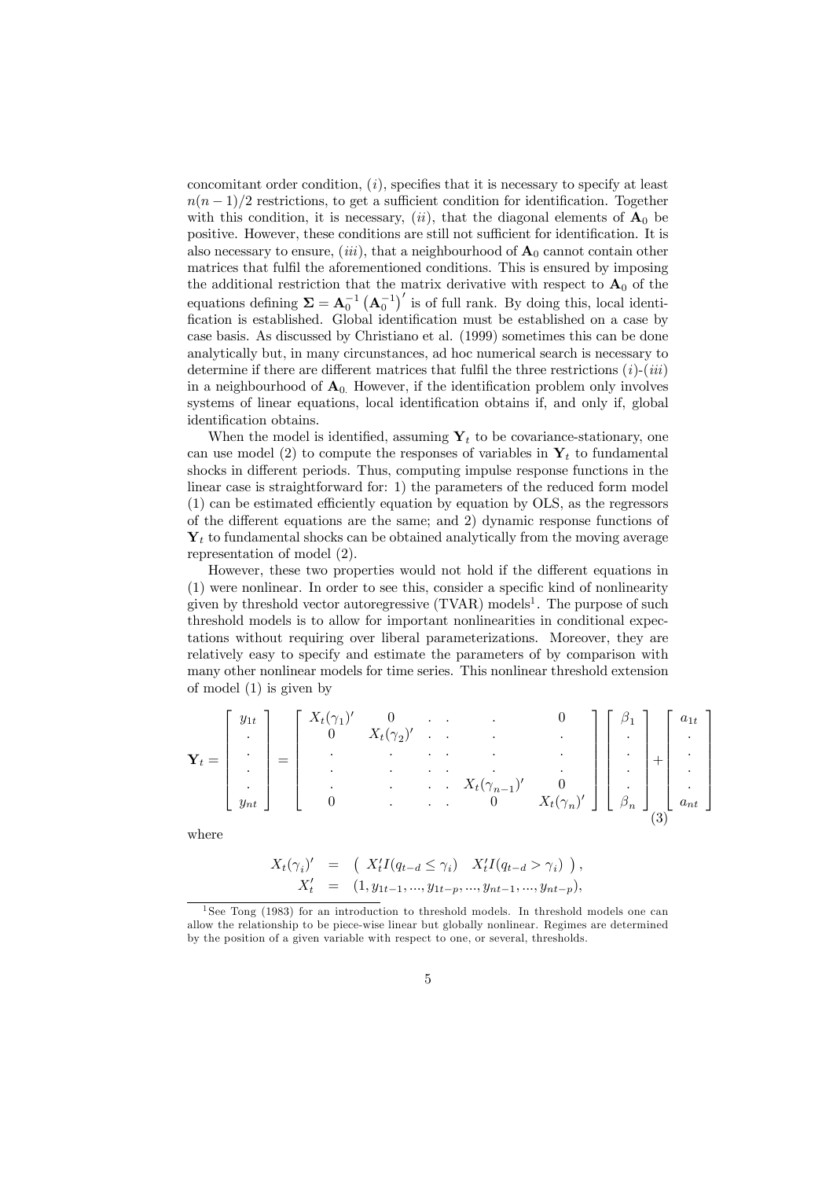concomitant order condition, $(i)$, specifies that it is necessary to specify at least $n(n-1)/2$ restrictions, to get a sufficient condition for identification. Together with this condition, it is necessary, $(ii)$, that the diagonal elements of $\mathbf{A}_0$ be positive. However, these conditions are still not sufficient for identification. It is also necessary to ensure, $(iii)$, that a neighbourhood of $\mathbf{A}_0$ cannot contain other matrices that fulfil the aforementioned conditions. This is ensured by imposing the additional restriction that the matrix derivative with respect to $\mathbf{A}_0$ of the equations defining $\mathbf{\Sigma} = \mathbf{A}_0^{-1}\left(\mathbf{A}_0^{-1}\right)'$ is of full rank. By doing this, local identification is established. Global identification must be established on a case by case basis. As discussed by Christiano et al. (1999) sometimes this can be done analytically but, in many circumstances, ad hoc numerical search is necessary to determine if there are different matrices that fulfil the three restrictions $(i)$-$(iii)$ in a neighbourhood of $\mathbf{A}_0$. However, if the identification problem only involves systems of linear equations, local identification obtains if, and only if, global identification obtains.

When the model is identified, assuming $\mathbf{Y}_t$ to be covariance-stationary, one can use model (2) to compute the responses of variables in $\mathbf{Y}_t$ to fundamental shocks in different periods. Thus, computing impulse response functions in the linear case is straightforward for: 1) the parameters of the reduced form model (1) can be estimated efficiently equation by equation by OLS, as the regressors of the different equations are the same; and 2) dynamic response functions of $\mathbf{Y}_t$ to fundamental shocks can be obtained analytically from the moving average representation of model (2).

However, these two properties would not hold if the different equations in (1) were nonlinear. In order to see this, consider a specific kind of nonlinearity given by threshold vector autoregressive (TVAR) models[1]. The purpose of such threshold models is to allow for important nonlinearities in conditional expectations without requiring over liberal parameterizations. Moreover, they are relatively easy to specify and estimate the parameters of by comparison with many other nonlinear models for time series. This nonlinear threshold extension of model (1) is given by

$$\mathbf{Y}_t = \begin{bmatrix} y_{1t} \\ \cdot \\ \cdot \\ \cdot \\ \cdot \\ y_{nt} \end{bmatrix} = \begin{bmatrix} X_t(\gamma_1)' & 0 & \cdot & \cdot & \cdot & 0 \\ 0 & X_t(\gamma_2)' & \cdot & \cdot & \cdot & \cdot \\ \cdot & \cdot & \cdot & \cdot & \cdot & \cdot \\ \cdot & \cdot & \cdot & \cdot & \cdot & \cdot \\ \cdot & \cdot & \cdot & \cdot & X_t(\gamma_{n-1})' & 0 \\ 0 & \cdot & \cdot & \cdot & 0 & X_t(\gamma_n)' \end{bmatrix} \begin{bmatrix} \beta_1 \\ \cdot \\ \cdot \\ \cdot \\ \cdot \\ \beta_n \end{bmatrix} + \begin{bmatrix} a_{1t} \\ \cdot \\ \cdot \\ \cdot \\ \cdot \\ a_{nt} \end{bmatrix} \tag{3}$$

where

$$\begin{aligned} X_t(\gamma_i)' &= \left( \begin{array}{cc} X_t' I(q_{t-d} \leq \gamma_i) & X_t' I(q_{t-d} > \gamma_i) \end{array} \right), \\ X_t' &= (1, y_{1t-1}, ..., y_{1t-p}, ..., y_{nt-1}, ..., y_{nt-p}), \end{aligned}$$

[1] See Tong (1983) for an introduction to threshold models. In threshold models one can allow the relationship to be piece-wise linear but globally nonlinear. Regimes are determined by the position of a given variable with respect to one, or several, thresholds.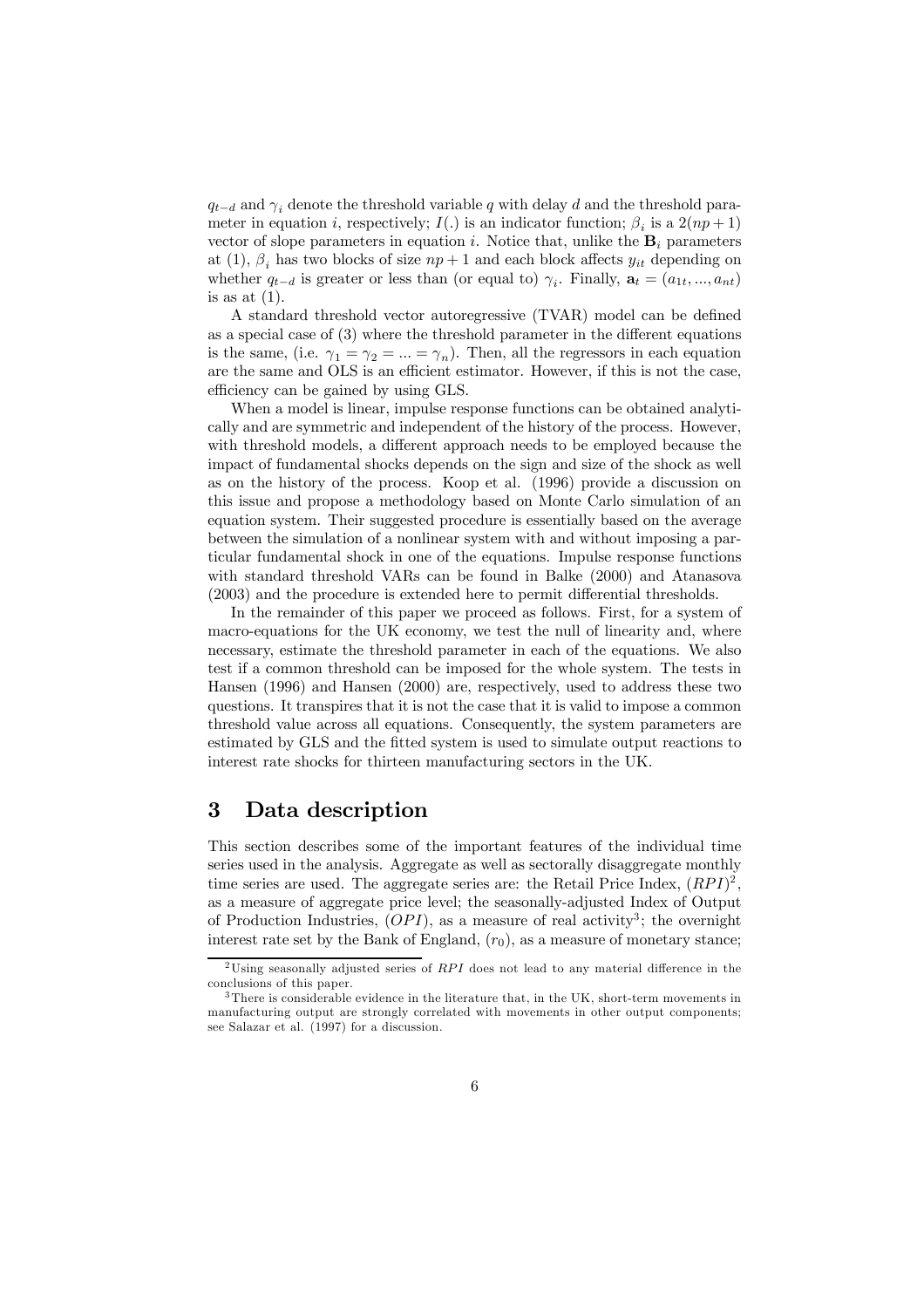$q_{t-d}$ and $\gamma_i$ denote the threshold variable $q$ with delay $d$ and the threshold parameter in equation $i$, respectively; $I(.)$ is an indicator function; $\beta_i$ is a $2(np+1)$ vector of slope parameters in equation $i$. Notice that, unlike the $\mathbf{B}_i$ parameters at (1), $\beta_i$ has two blocks of size $np+1$ and each block affects $y_{it}$ depending on whether $q_{t-d}$ is greater or less than (or equal to) $\gamma_i$. Finally, $\mathbf{a}_t = (a_{1t}, ..., a_{nt})$ is as at (1).

A standard threshold vector autoregressive (TVAR) model can be defined as a special case of (3) where the threshold parameter in the different equations is the same, (i.e. $\gamma_1 = \gamma_2 = ... = \gamma_n$). Then, all the regressors in each equation are the same and OLS is an efficient estimator. However, if this is not the case, efficiency can be gained by using GLS.

When a model is linear, impulse response functions can be obtained analytically and are symmetric and independent of the history of the process. However, with threshold models, a different approach needs to be employed because the impact of fundamental shocks depends on the sign and size of the shock as well as on the history of the process. Koop et al. (1996) provide a discussion on this issue and propose a methodology based on Monte Carlo simulation of an equation system. Their suggested procedure is essentially based on the average between the simulation of a nonlinear system with and without imposing a particular fundamental shock in one of the equations. Impulse response functions with standard threshold VARs can be found in Balke (2000) and Atanasova (2003) and the procedure is extended here to permit differential thresholds.

In the remainder of this paper we proceed as follows. First, for a system of macro-equations for the UK economy, we test the null of linearity and, where necessary, estimate the threshold parameter in each of the equations. We also test if a common threshold can be imposed for the whole system. The tests in Hansen (1996) and Hansen (2000) are, respectively, used to address these two questions. It transpires that it is not the case that it is valid to impose a common threshold value across all equations. Consequently, the system parameters are estimated by GLS and the fitted system is used to simulate output reactions to interest rate shocks for thirteen manufacturing sectors in the UK.

# 3 Data description

This section describes some of the important features of the individual time series used in the analysis. Aggregate as well as sectorally disaggregate monthly time series are used. The aggregate series are: the Retail Price Index, $(RPI)$[2], as a measure of aggregate price level; the seasonally-adjusted Index of Output of Production Industries, $(OPI)$, as a measure of real activity[3]; the overnight interest rate set by the Bank of England, $(r_0)$, as a measure of monetary stance;

[2] Using seasonally adjusted series of $RPI$ does not lead to any material difference in the conclusions of this paper.

[3] There is considerable evidence in the literature that, in the UK, short-term movements in manufacturing output are strongly correlated with movements in other output components; see Salazar et al. (1997) for a discussion.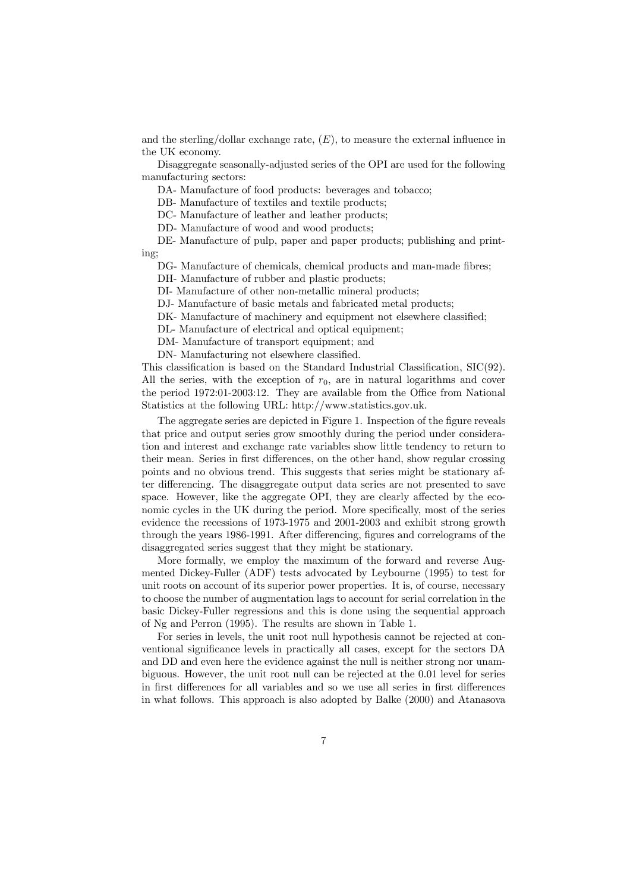and the sterling/dollar exchange rate, $(E)$, to measure the external influence in the UK economy.

Disaggregate seasonally-adjusted series of the OPI are used for the following manufacturing sectors:

DA- Manufacture of food products: beverages and tobacco;

DB- Manufacture of textiles and textile products;

DC- Manufacture of leather and leather products;

DD- Manufacture of wood and wood products;

DE- Manufacture of pulp, paper and paper products; publishing and printing;

DG- Manufacture of chemicals, chemical products and man-made fibres;

DH- Manufacture of rubber and plastic products;

DI- Manufacture of other non-metallic mineral products;

DJ- Manufacture of basic metals and fabricated metal products;

DK- Manufacture of machinery and equipment not elsewhere classified;

DL- Manufacture of electrical and optical equipment;

DM- Manufacture of transport equipment; and

DN- Manufacturing not elsewhere classified.

This classification is based on the Standard Industrial Classification, SIC(92). All the series, with the exception of $r_0$, are in natural logarithms and cover the period 1972:01-2003:12. They are available from the Office from National Statistics at the following URL: http://www.statistics.gov.uk.

The aggregate series are depicted in Figure 1. Inspection of the figure reveals that price and output series grow smoothly during the period under consideration and interest and exchange rate variables show little tendency to return to their mean. Series in first differences, on the other hand, show regular crossing points and no obvious trend. This suggests that series might be stationary after differencing. The disaggregate output data series are not presented to save space. However, like the aggregate OPI, they are clearly affected by the economic cycles in the UK during the period. More specifically, most of the series evidence the recessions of 1973-1975 and 2001-2003 and exhibit strong growth through the years 1986-1991. After differencing, figures and correlograms of the disaggregated series suggest that they might be stationary.

More formally, we employ the maximum of the forward and reverse Augmented Dickey-Fuller (ADF) tests advocated by Leybourne (1995) to test for unit roots on account of its superior power properties. It is, of course, necessary to choose the number of augmentation lags to account for serial correlation in the basic Dickey-Fuller regressions and this is done using the sequential approach of Ng and Perron (1995). The results are shown in Table 1.

For series in levels, the unit root null hypothesis cannot be rejected at conventional significance levels in practically all cases, except for the sectors DA and DD and even here the evidence against the null is neither strong nor unambiguous. However, the unit root null can be rejected at the 0.01 level for series in first differences for all variables and so we use all series in first differences in what follows. This approach is also adopted by Balke (2000) and Atanasova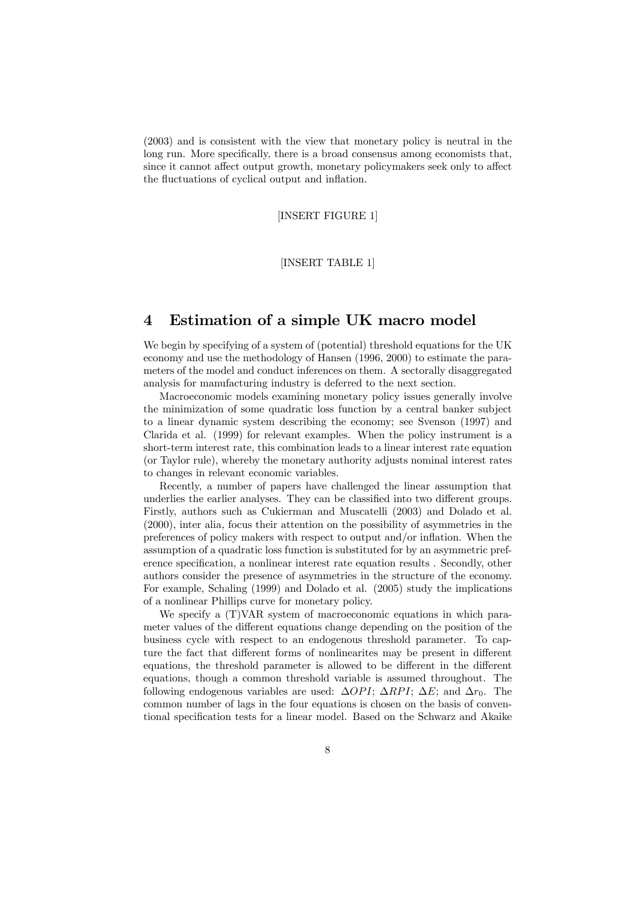(2003) and is consistent with the view that monetary policy is neutral in the long run. More specifically, there is a broad consensus among economists that, since it cannot affect output growth, monetary policymakers seek only to affect the fluctuations of cyclical output and inflation.

[INSERT FIGURE 1]

[INSERT TABLE 1]

# 4 Estimation of a simple UK macro model

We begin by specifying of a system of (potential) threshold equations for the UK economy and use the methodology of Hansen (1996, 2000) to estimate the parameters of the model and conduct inferences on them. A sectorally disaggregated analysis for manufacturing industry is deferred to the next section.

Macroeconomic models examining monetary policy issues generally involve the minimization of some quadratic loss function by a central banker subject to a linear dynamic system describing the economy; see Svenson (1997) and Clarida et al. (1999) for relevant examples. When the policy instrument is a short-term interest rate, this combination leads to a linear interest rate equation (or Taylor rule), whereby the monetary authority adjusts nominal interest rates to changes in relevant economic variables.

Recently, a number of papers have challenged the linear assumption that underlies the earlier analyses. They can be classified into two different groups. Firstly, authors such as Cukierman and Muscatelli (2003) and Dolado et al. (2000), inter alia, focus their attention on the possibility of asymmetries in the preferences of policy makers with respect to output and/or inflation. When the assumption of a quadratic loss function is substituted for by an asymmetric preference specification, a nonlinear interest rate equation results . Secondly, other authors consider the presence of asymmetries in the structure of the economy. For example, Schaling (1999) and Dolado et al. (2005) study the implications of a nonlinear Phillips curve for monetary policy.

We specify a (T)VAR system of macroeconomic equations in which parameter values of the different equations change depending on the position of the business cycle with respect to an endogenous threshold parameter. To capture the fact that different forms of nonlinearites may be present in different equations, the threshold parameter is allowed to be different in the different equations, though a common threshold variable is assumed throughout. The following endogenous variables are used: $\Delta OPI$; $\Delta RPI$; $\Delta E$; and $\Delta r_0$. The common number of lags in the four equations is chosen on the basis of conventional specification tests for a linear model. Based on the Schwarz and Akaike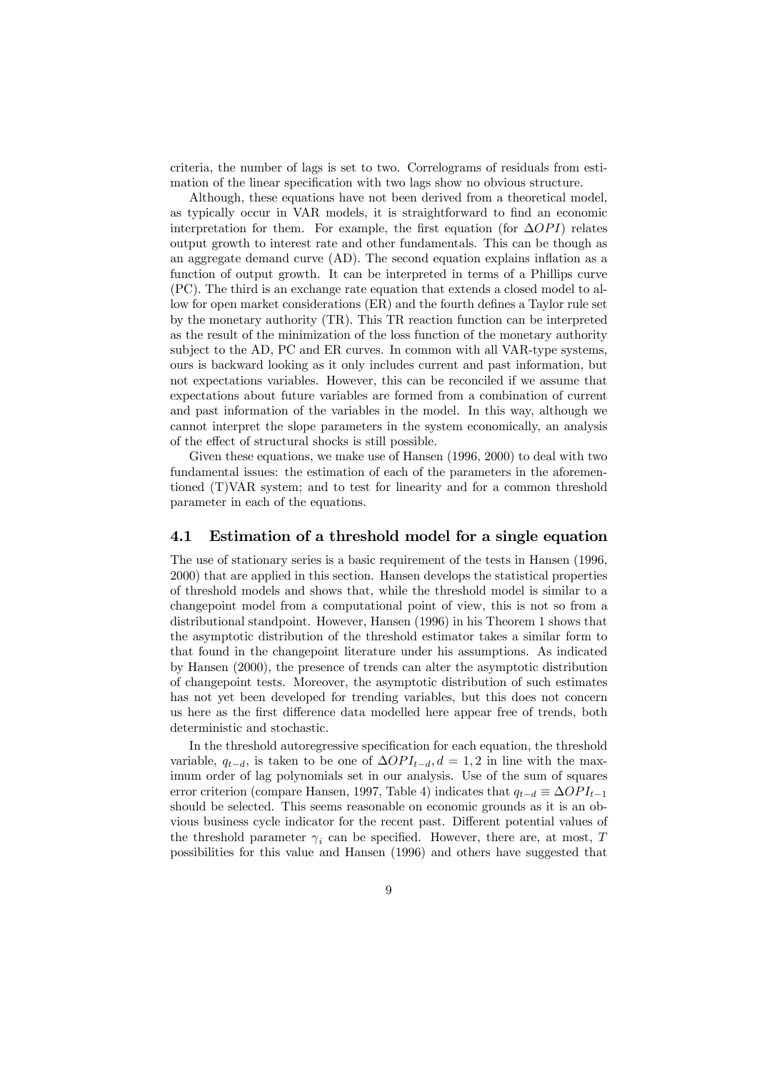criteria, the number of lags is set to two. Correlograms of residuals from estimation of the linear specification with two lags show no obvious structure.

Although, these equations have not been derived from a theoretical model, as typically occur in VAR models, it is straightforward to find an economic interpretation for them. For example, the first equation (for $\Delta OPI$) relates output growth to interest rate and other fundamentals. This can be though as an aggregate demand curve (AD). The second equation explains inflation as a function of output growth. It can be interpreted in terms of a Phillips curve (PC). The third is an exchange rate equation that extends a closed model to allow for open market considerations (ER) and the fourth defines a Taylor rule set by the monetary authority (TR). This TR reaction function can be interpreted as the result of the minimization of the loss function of the monetary authority subject to the AD, PC and ER curves. In common with all VAR-type systems, ours is backward looking as it only includes current and past information, but not expectations variables. However, this can be reconciled if we assume that expectations about future variables are formed from a combination of current and past information of the variables in the model. In this way, although we cannot interpret the slope parameters in the system economically, an analysis of the effect of structural shocks is still possible.

Given these equations, we make use of Hansen (1996, 2000) to deal with two fundamental issues: the estimation of each of the parameters in the aforementioned (T)VAR system; and to test for linearity and for a common threshold parameter in each of the equations.

### 4.1 Estimation of a threshold model for a single equation

The use of stationary series is a basic requirement of the tests in Hansen (1996, 2000) that are applied in this section. Hansen develops the statistical properties of threshold models and shows that, while the threshold model is similar to a changepoint model from a computational point of view, this is not so from a distributional standpoint. However, Hansen (1996) in his Theorem 1 shows that the asymptotic distribution of the threshold estimator takes a similar form to that found in the changepoint literature under his assumptions. As indicated by Hansen (2000), the presence of trends can alter the asymptotic distribution of changepoint tests. Moreover, the asymptotic distribution of such estimates has not yet been developed for trending variables, but this does not concern us here as the first difference data modelled here appear free of trends, both deterministic and stochastic.

In the threshold autoregressive specification for each equation, the threshold variable, $q_{t-d}$, is taken to be one of $\Delta OPI_{t-d}, d = 1, 2$ in line with the maximum order of lag polynomials set in our analysis. Use of the sum of squares error criterion (compare Hansen, 1997, Table 4) indicates that $q_{t-d} \equiv \Delta OPI_{t-1}$ should be selected. This seems reasonable on economic grounds as it is an obvious business cycle indicator for the recent past. Different potential values of the threshold parameter $\gamma_i$ can be specified. However, there are, at most, $T$ possibilities for this value and Hansen (1996) and others have suggested that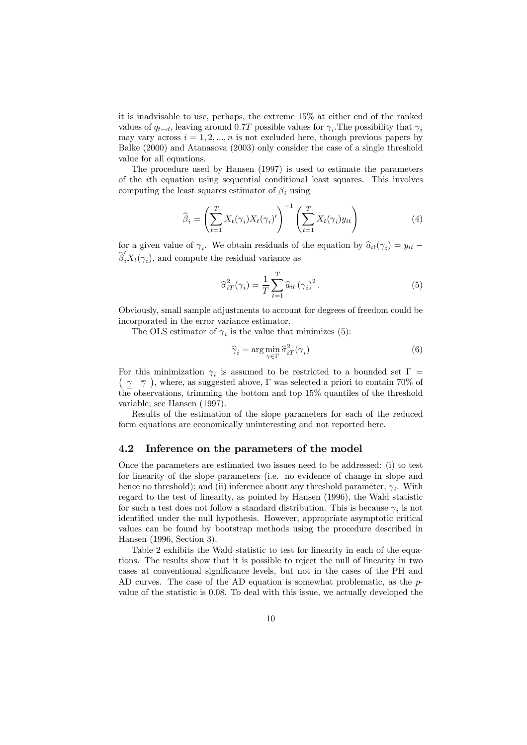it is inadvisable to use, perhaps, the extreme 15% at either end of the ranked values of $q_{t-d}$, leaving around $0.7T$ possible values for $\gamma_i$.The possibility that $\gamma_i$ may vary across $i = 1, 2, ..., n$ is not excluded here, though previous papers by Balke (2000) and Atanasova (2003) only consider the case of a single threshold value for all equations.

The procedure used by Hansen (1997) is used to estimate the parameters of the $i$th equation using sequential conditional least squares. This involves computing the least squares estimator of $\beta_i$ using

$$\widehat{\beta}_i = \left( \sum_{t=1}^{T} X_t(\gamma_i) X_t(\gamma_i)' \right)^{-1} \left( \sum_{t=1}^{T} X_t(\gamma_i) y_{it} \right) \tag{4}$$

for a given value of $\gamma_i$. We obtain residuals of the equation by $\widehat{a}_{it}(\gamma_i) = y_{it} - \widehat{\beta}_i' X_t(\gamma_i)$, and compute the residual variance as

$$\widehat{\sigma}^2_{iT}(\gamma_i) = \frac{1}{T} \sum_{t=1}^{T} \widehat{a}_{it} \left(\gamma_i\right)^2. \tag{5}$$

Obviously, small sample adjustments to account for degrees of freedom could be incorporated in the error variance estimator.

The OLS estimator of $\gamma_i$ is the value that minimizes (5):

$$\widehat{\gamma}_i = \arg \min_{\gamma \in \Gamma} \widehat{\sigma}^2_{iT}(\gamma_i) \tag{6}$$

For this minimization $\gamma_i$ is assumed to be restricted to a bounded set $\Gamma = \begin{pmatrix} \underline{\gamma} & \overline{\gamma} \end{pmatrix}$, where, as suggested above, $\Gamma$ was selected a priori to contain 70% of the observations, trimming the bottom and top 15% quantiles of the threshold variable; see Hansen (1997).

Results of the estimation of the slope parameters for each of the reduced form equations are economically uninteresting and not reported here.

## 4.2 Inference on the parameters of the model

Once the parameters are estimated two issues need to be addressed: (i) to test for linearity of the slope parameters (i.e. no evidence of change in slope and hence no threshold); and (ii) inference about any threshold parameter, $\gamma_i$. With regard to the test of linearity, as pointed by Hansen (1996), the Wald statistic for such a test does not follow a standard distribution. This is because $\gamma_i$ is not identified under the null hypothesis. However, appropriate asymptotic critical values can be found by bootstrap methods using the procedure described in Hansen (1996, Section 3).

Table 2 exhibits the Wald statistic to test for linearity in each of the equations. The results show that it is possible to reject the null of linearity in two cases at conventional significance levels, but not in the cases of the PH and AD curves. The case of the AD equation is somewhat problematic, as the $p$-value of the statistic is 0.08. To deal with this issue, we actually developed the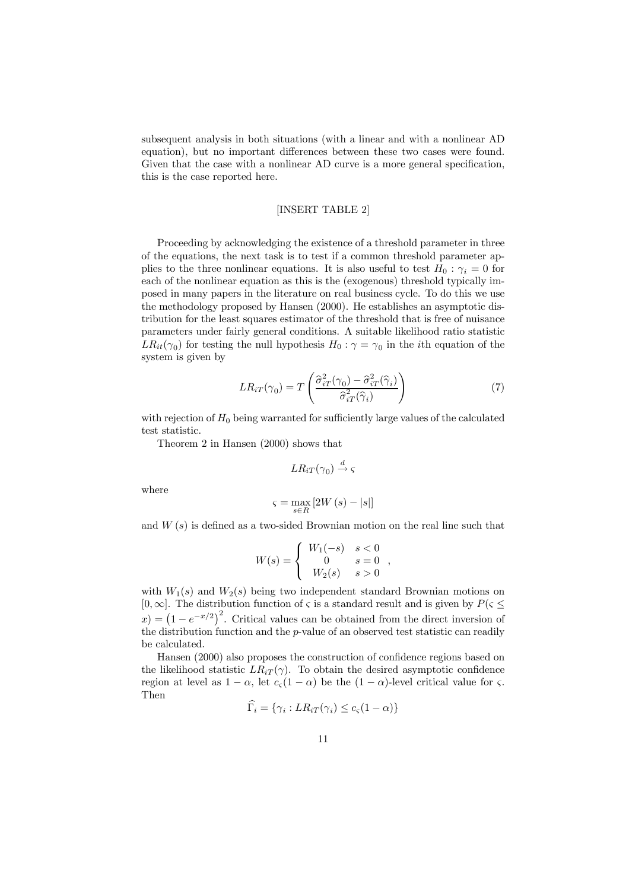subsequent analysis in both situations (with a linear and with a nonlinear AD equation), but no important differences between these two cases were found. Given that the case with a nonlinear AD curve is a more general specification, this is the case reported here.

[INSERT TABLE 2]

Proceeding by acknowledging the existence of a threshold parameter in three of the equations, the next task is to test if a common threshold parameter applies to the three nonlinear equations. It is also useful to test $H_0 : \gamma_i = 0$ for each of the nonlinear equation as this is the (exogenous) threshold typically imposed in many papers in the literature on real business cycle. To do this we use the methodology proposed by Hansen (2000). He establishes an asymptotic distribution for the least squares estimator of the threshold that is free of nuisance parameters under fairly general conditions. A suitable likelihood ratio statistic $LR_{it}(\gamma_0)$ for testing the null hypothesis $H_0 : \gamma = \gamma_0$ in the $i$th equation of the system is given by

$$LR_{iT}(\gamma_0) = T\left(\frac{\widehat{\sigma}^2_{iT}(\gamma_0) - \widehat{\sigma}^2_{iT}(\widehat{\gamma}_i)}{\widehat{\sigma}^2_{iT}(\widehat{\gamma}_i)}\right) \tag{7}$$

with rejection of $H_0$ being warranted for sufficiently large values of the calculated test statistic.

Theorem 2 in Hansen (2000) shows that

$$LR_{iT}(\gamma_0) \xrightarrow{d} \varsigma$$

where

$$\varsigma = \max_{s \in R}\left[2W(s) - |s|\right]$$

and $W(s)$ is defined as a two-sided Brownian motion on the real line such that

$$W(s) = \begin{cases} W_1(-s) & s < 0 \\ 0 & s = 0 \\ W_2(s) & s > 0 \end{cases},$$

with $W_1(s)$ and $W_2(s)$ being two independent standard Brownian motions on $[0, \infty]$. The distribution function of $\varsigma$ is a standard result and is given by $P(\varsigma \leq x) = \left(1 - e^{-x/2}\right)^2$. Critical values can be obtained from the direct inversion of the distribution function and the $p$-value of an observed test statistic can readily be calculated.

Hansen (2000) also proposes the construction of confidence regions based on the likelihood statistic $LR_{iT}(\gamma)$. To obtain the desired asymptotic confidence region at level as $1 - \alpha$, let $c_\varsigma(1 - \alpha)$ be the $(1 - \alpha)$-level critical value for $\varsigma$. Then

$$\widehat{\Gamma}_i = \{\gamma_i : LR_{iT}(\gamma_i) \leq c_\varsigma(1 - \alpha)\}$$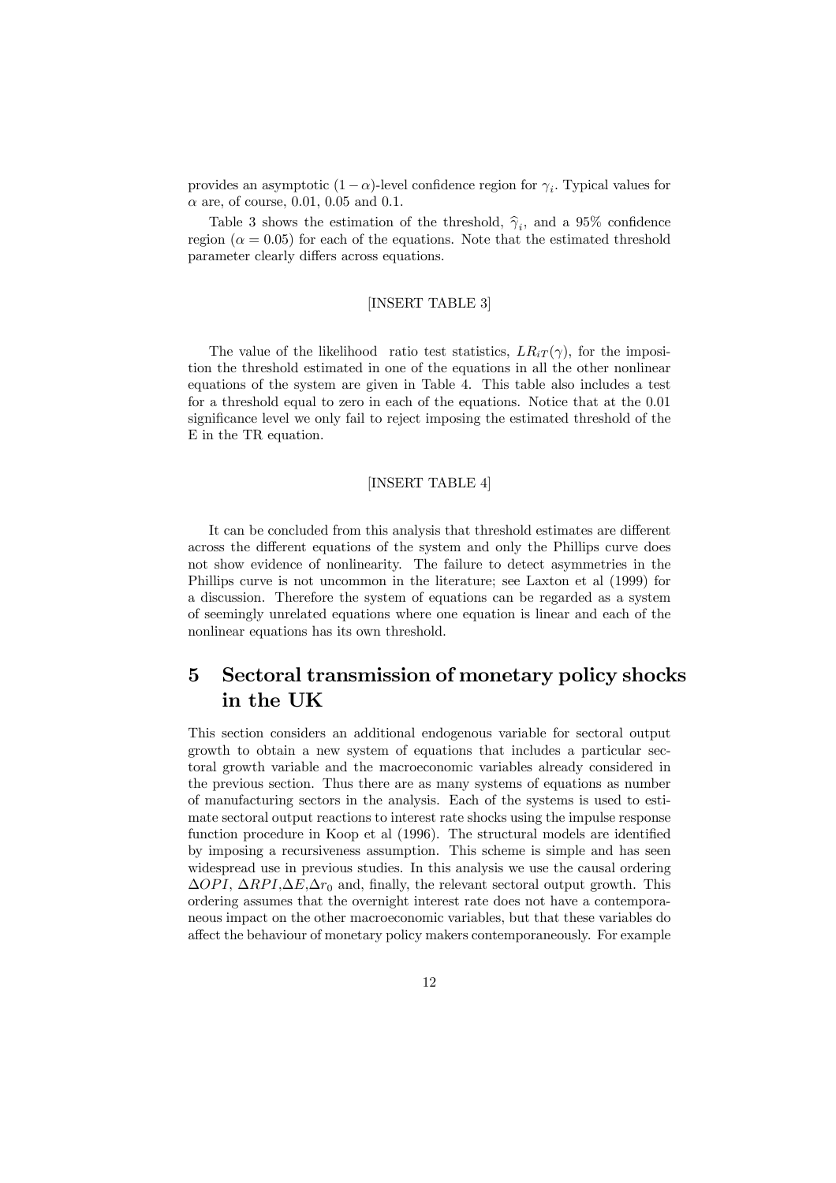provides an asymptotic $(1-\alpha)$-level confidence region for $\gamma_i$. Typical values for $\alpha$ are, of course, 0.01, 0.05 and 0.1.

Table 3 shows the estimation of the threshold, $\widehat{\gamma}_i$, and a 95% confidence region ($\alpha = 0.05$) for each of the equations. Note that the estimated threshold parameter clearly differs across equations.

[INSERT TABLE 3]

The value of the likelihood ratio test statistics, $LR_{iT}(\gamma)$, for the imposition the threshold estimated in one of the equations in all the other nonlinear equations of the system are given in Table 4. This table also includes a test for a threshold equal to zero in each of the equations. Notice that at the 0.01 significance level we only fail to reject imposing the estimated threshold of the E in the TR equation.

[INSERT TABLE 4]

It can be concluded from this analysis that threshold estimates are different across the different equations of the system and only the Phillips curve does not show evidence of nonlinearity. The failure to detect asymmetries in the Phillips curve is not uncommon in the literature; see Laxton et al (1999) for a discussion. Therefore the system of equations can be regarded as a system of seemingly unrelated equations where one equation is linear and each of the nonlinear equations has its own threshold.

# 5 Sectoral transmission of monetary policy shocks in the UK

This section considers an additional endogenous variable for sectoral output growth to obtain a new system of equations that includes a particular sectoral growth variable and the macroeconomic variables already considered in the previous section. Thus there are as many systems of equations as number of manufacturing sectors in the analysis. Each of the systems is used to estimate sectoral output reactions to interest rate shocks using the impulse response function procedure in Koop et al (1996). The structural models are identified by imposing a recursiveness assumption. This scheme is simple and has seen widespread use in previous studies. In this analysis we use the causal ordering $\Delta OPI$, $\Delta RPI$,$\Delta E$,$\Delta r_0$ and, finally, the relevant sectoral output growth. This ordering assumes that the overnight interest rate does not have a contemporaneous impact on the other macroeconomic variables, but that these variables do affect the behaviour of monetary policy makers contemporaneously. For example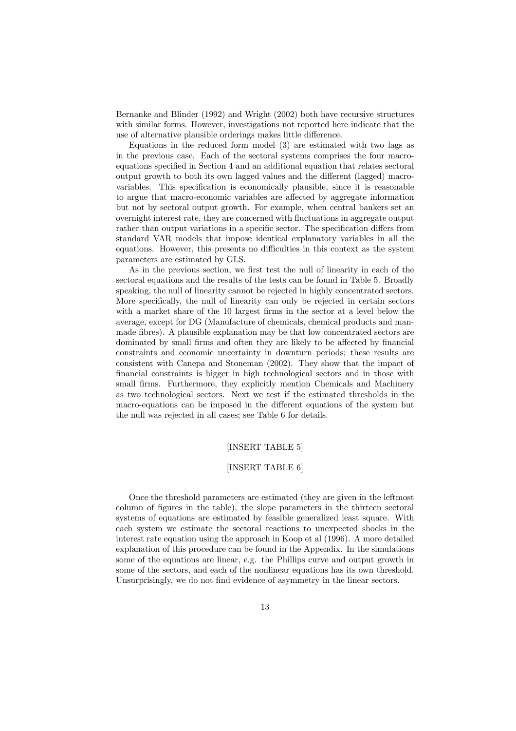Bernanke and Blinder (1992) and Wright (2002) both have recursive structures with similar forms. However, investigations not reported here indicate that the use of alternative plausible orderings makes little difference.

Equations in the reduced form model (3) are estimated with two lags as in the previous case. Each of the sectoral systems comprises the four macro-equations specified in Section 4 and an additional equation that relates sectoral output growth to both its own lagged values and the different (lagged) macro-variables. This specification is economically plausible, since it is reasonable to argue that macro-economic variables are affected by aggregate information but not by sectoral output growth. For example, when central bankers set an overnight interest rate, they are concerned with fluctuations in aggregate output rather than output variations in a specific sector. The specification differs from standard VAR models that impose identical explanatory variables in all the equations. However, this presents no difficulties in this context as the system parameters are estimated by GLS.

As in the previous section, we first test the null of linearity in each of the sectoral equations and the results of the tests can be found in Table 5. Broadly speaking, the null of linearity cannot be rejected in highly concentrated sectors. More specifically, the null of linearity can only be rejected in certain sectors with a market share of the 10 largest firms in the sector at a level below the average, except for DG (Manufacture of chemicals, chemical products and man-made fibres). A plausible explanation may be that low concentrated sectors are dominated by small firms and often they are likely to be affected by financial constraints and economic uncertainty in downturn periods; these results are consistent with Canepa and Stoneman (2002). They show that the impact of financial constraints is bigger in high technological sectors and in those with small firms. Furthermore, they explicitly mention Chemicals and Machinery as two technological sectors. Next we test if the estimated thresholds in the macro-equations can be imposed in the different equations of the system but the null was rejected in all cases; see Table 6 for details.

[INSERT TABLE 5]

[INSERT TABLE 6]

Once the threshold parameters are estimated (they are given in the leftmost column of figures in the table), the slope parameters in the thirteen sectoral systems of equations are estimated by feasible generalized least square. With each system we estimate the sectoral reactions to unexpected shocks in the interest rate equation using the approach in Koop et al (1996). A more detailed explanation of this procedure can be found in the Appendix. In the simulations some of the equations are linear, e.g. the Phillips curve and output growth in some of the sectors, and each of the nonlinear equations has its own threshold. Unsurprisingly, we do not find evidence of asymmetry in the linear sectors.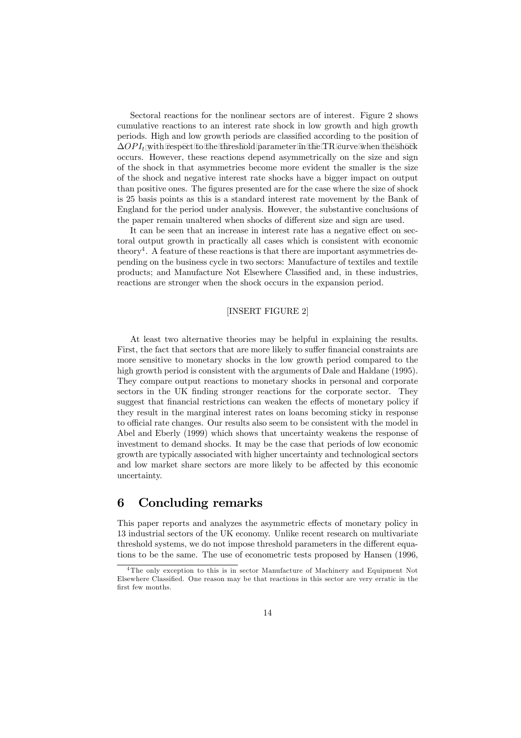Sectoral reactions for the nonlinear sectors are of interest. Figure 2 shows cumulative reactions to an interest rate shock in low growth and high growth periods. High and low growth periods are classified according to the position of $\Delta OPI_t$ with respect to the threshold parameter in the TR curve when the shock occurs. However, these reactions depend asymmetrically on the size and sign of the shock in that asymmetries become more evident the smaller is the size of the shock and negative interest rate shocks have a bigger impact on output than positive ones. The figures presented are for the case where the size of shock is 25 basis points as this is a standard interest rate movement by the Bank of England for the period under analysis. However, the substantive conclusions of the paper remain unaltered when shocks of different size and sign are used.

It can be seen that an increase in interest rate has a negative effect on sectoral output growth in practically all cases which is consistent with economic theory[4]. A feature of these reactions is that there are important asymmetries depending on the business cycle in two sectors: Manufacture of textiles and textile products; and Manufacture Not Elsewhere Classified and, in these industries, reactions are stronger when the shock occurs in the expansion period.

[INSERT FIGURE 2]

At least two alternative theories may be helpful in explaining the results. First, the fact that sectors that are more likely to suffer financial constraints are more sensitive to monetary shocks in the low growth period compared to the high growth period is consistent with the arguments of Dale and Haldane (1995). They compare output reactions to monetary shocks in personal and corporate sectors in the UK finding stronger reactions for the corporate sector. They suggest that financial restrictions can weaken the effects of monetary policy if they result in the marginal interest rates on loans becoming sticky in response to official rate changes. Our results also seem to be consistent with the model in Abel and Eberly (1999) which shows that uncertainty weakens the response of investment to demand shocks. It may be the case that periods of low economic growth are typically associated with higher uncertainty and technological sectors and low market share sectors are more likely to be affected by this economic uncertainty.

# 6 Concluding remarks

This paper reports and analyzes the asymmetric effects of monetary policy in 13 industrial sectors of the UK economy. Unlike recent research on multivariate threshold systems, we do not impose threshold parameters in the different equations to be the same. The use of econometric tests proposed by Hansen (1996,

[4] The only exception to this is in sector Manufacture of Machinery and Equipment Not Elsewhere Classified. One reason may be that reactions in this sector are very erratic in the first few months.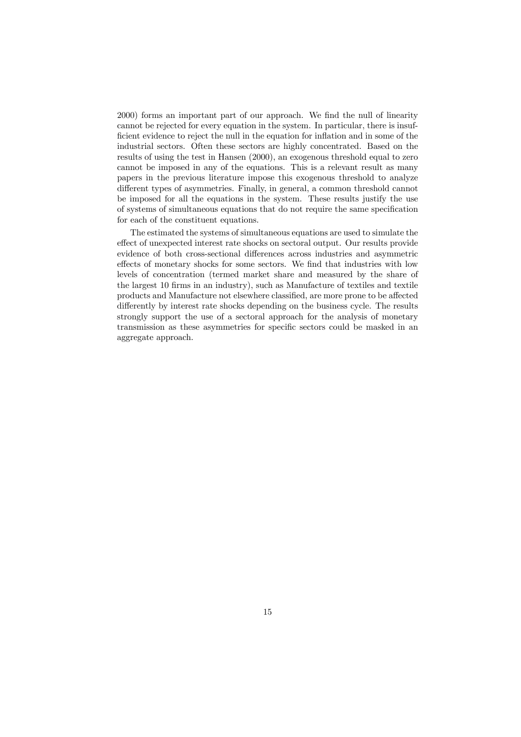2000) forms an important part of our approach. We find the null of linearity cannot be rejected for every equation in the system. In particular, there is insufficient evidence to reject the null in the equation for inflation and in some of the industrial sectors. Often these sectors are highly concentrated. Based on the results of using the test in Hansen (2000), an exogenous threshold equal to zero cannot be imposed in any of the equations. This is a relevant result as many papers in the previous literature impose this exogenous threshold to analyze different types of asymmetries. Finally, in general, a common threshold cannot be imposed for all the equations in the system. These results justify the use of systems of simultaneous equations that do not require the same specification for each of the constituent equations.

The estimated the systems of simultaneous equations are used to simulate the effect of unexpected interest rate shocks on sectoral output. Our results provide evidence of both cross-sectional differences across industries and asymmetric effects of monetary shocks for some sectors. We find that industries with low levels of concentration (termed market share and measured by the share of the largest 10 firms in an industry), such as Manufacture of textiles and textile products and Manufacture not elsewhere classified, are more prone to be affected differently by interest rate shocks depending on the business cycle. The results strongly support the use of a sectoral approach for the analysis of monetary transmission as these asymmetries for specific sectors could be masked in an aggregate approach.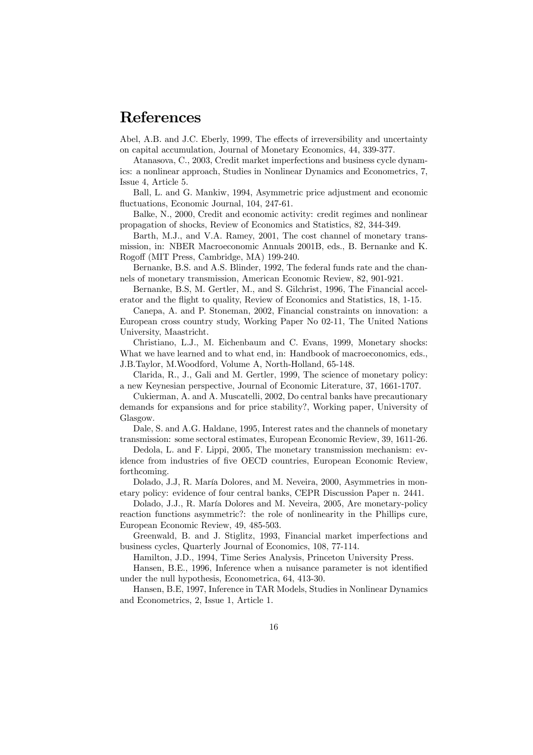# References

Abel, A.B. and J.C. Eberly, 1999, The effects of irreversibility and uncertainty on capital accumulation, Journal of Monetary Economics, 44, 339-377.

Atanasova, C., 2003, Credit market imperfections and business cycle dynamics: a nonlinear approach, Studies in Nonlinear Dynamics and Econometrics, 7, Issue 4, Article 5.

Ball, L. and G. Mankiw, 1994, Asymmetric price adjustment and economic fluctuations, Economic Journal, 104, 247-61.

Balke, N., 2000, Credit and economic activity: credit regimes and nonlinear propagation of shocks, Review of Economics and Statistics, 82, 344-349.

Barth, M.J., and V.A. Ramey, 2001, The cost channel of monetary transmission, in: NBER Macroeconomic Annuals 2001B, eds., B. Bernanke and K. Rogoff (MIT Press, Cambridge, MA) 199-240.

Bernanke, B.S. and A.S. Blinder, 1992, The federal funds rate and the channels of monetary transmission, American Economic Review, 82, 901-921.

Bernanke, B.S, M. Gertler, M., and S. Gilchrist, 1996, The Financial accelerator and the flight to quality, Review of Economics and Statistics, 18, 1-15.

Canepa, A. and P. Stoneman, 2002, Financial constraints on innovation: a European cross country study, Working Paper No 02-11, The United Nations University, Maastricht.

Christiano, L.J., M. Eichenbaum and C. Evans, 1999, Monetary shocks: What we have learned and to what end, in: Handbook of macroeconomics, eds., J.B.Taylor, M.Woodford, Volume A, North-Holland, 65-148.

Clarida, R., J., Gali and M. Gertler, 1999, The science of monetary policy: a new Keynesian perspective, Journal of Economic Literature, 37, 1661-1707.

Cukierman, A. and A. Muscatelli, 2002, Do central banks have precautionary demands for expansions and for price stability?, Working paper, University of Glasgow.

Dale, S. and A.G. Haldane, 1995, Interest rates and the channels of monetary transmission: some sectoral estimates, European Economic Review, 39, 1611-26.

Dedola, L. and F. Lippi, 2005, The monetary transmission mechanism: evidence from industries of five OECD countries, European Economic Review, forthcoming.

Dolado, J.J, R. María Dolores, and M. Neveira, 2000, Asymmetries in monetary policy: evidence of four central banks, CEPR Discussion Paper n. 2441.

Dolado, J.J., R. María Dolores and M. Neveira, 2005, Are monetary-policy reaction functions asymmetric?: the role of nonlinearity in the Phillips cure, European Economic Review, 49, 485-503.

Greenwald, B. and J. Stiglitz, 1993, Financial market imperfections and business cycles, Quarterly Journal of Economics, 108, 77-114.

Hamilton, J.D., 1994, Time Series Analysis, Princeton University Press.

Hansen, B.E., 1996, Inference when a nuisance parameter is not identified under the null hypothesis, Econometrica, 64, 413-30.

Hansen, B.E, 1997, Inference in TAR Models, Studies in Nonlinear Dynamics and Econometrics, 2, Issue 1, Article 1.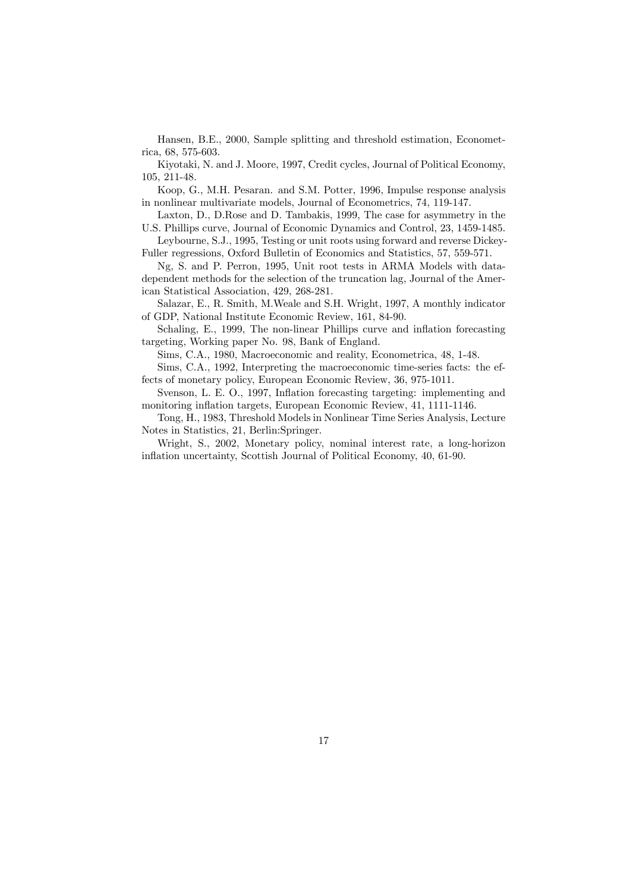Hansen, B.E., 2000, Sample splitting and threshold estimation, Econometrica, 68, 575-603.

Kiyotaki, N. and J. Moore, 1997, Credit cycles, Journal of Political Economy, 105, 211-48.

Koop, G., M.H. Pesaran. and S.M. Potter, 1996, Impulse response analysis in nonlinear multivariate models, Journal of Econometrics, 74, 119-147.

Laxton, D., D.Rose and D. Tambakis, 1999, The case for asymmetry in the U.S. Phillips curve, Journal of Economic Dynamics and Control, 23, 1459-1485.

Leybourne, S.J., 1995, Testing or unit roots using forward and reverse Dickey-Fuller regressions, Oxford Bulletin of Economics and Statistics, 57, 559-571.

Ng, S. and P. Perron, 1995, Unit root tests in ARMA Models with data-dependent methods for the selection of the truncation lag, Journal of the American Statistical Association, 429, 268-281.

Salazar, E., R. Smith, M.Weale and S.H. Wright, 1997, A monthly indicator of GDP, National Institute Economic Review, 161, 84-90.

Schaling, E., 1999, The non-linear Phillips curve and inflation forecasting targeting, Working paper No. 98, Bank of England.

Sims, C.A., 1980, Macroeconomic and reality, Econometrica, 48, 1-48.

Sims, C.A., 1992, Interpreting the macroeconomic time-series facts: the effects of monetary policy, European Economic Review, 36, 975-1011.

Svenson, L. E. O., 1997, Inflation forecasting targeting: implementing and monitoring inflation targets, European Economic Review, 41, 1111-1146.

Tong, H., 1983, Threshold Models in Nonlinear Time Series Analysis, Lecture Notes in Statistics, 21, Berlin:Springer.

Wright, S., 2002, Monetary policy, nominal interest rate, a long-horizon inflation uncertainty, Scottish Journal of Political Economy, 40, 61-90.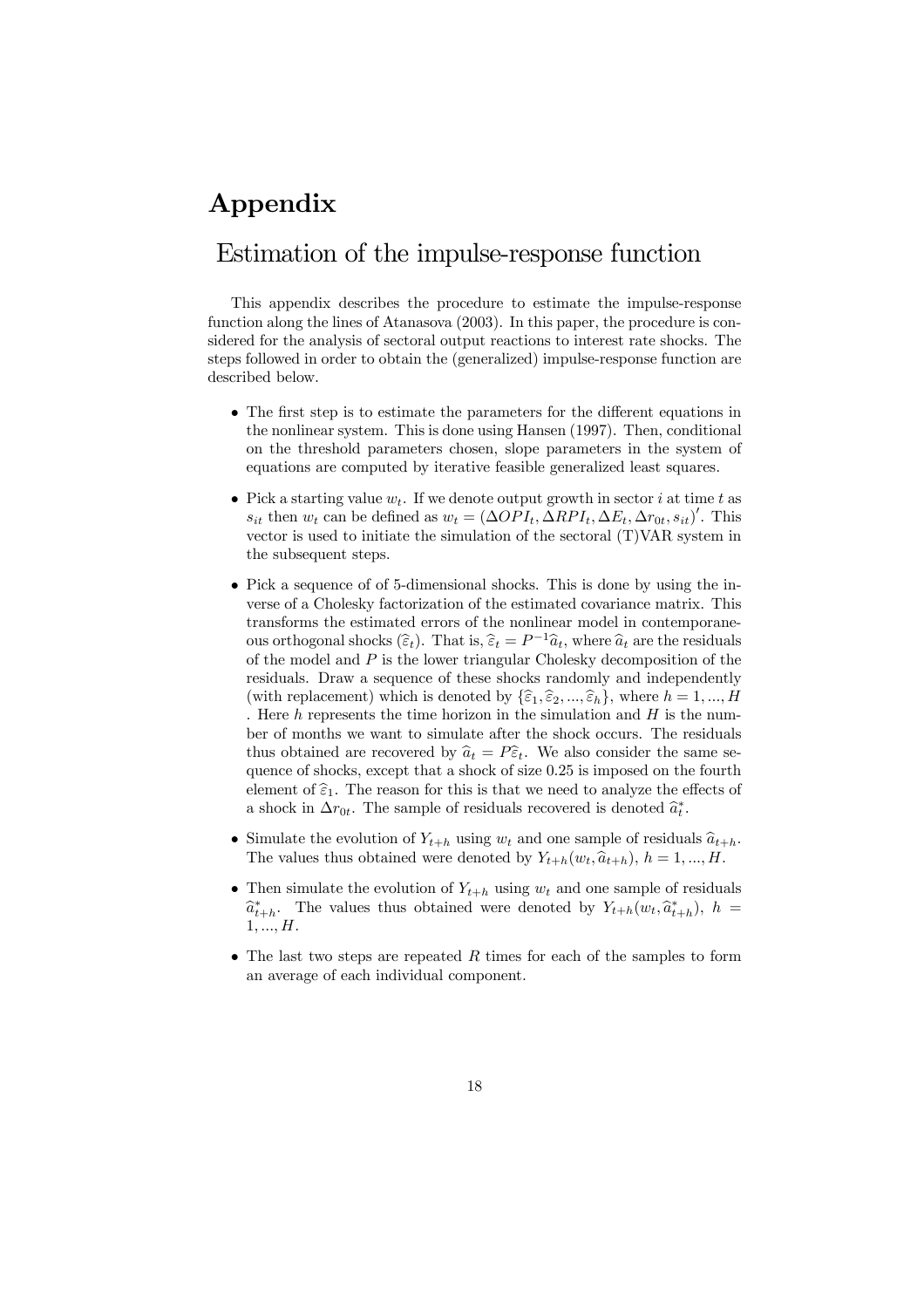# Appendix

## Estimation of the impulse-response function

This appendix describes the procedure to estimate the impulse-response function along the lines of Atanasova (2003). In this paper, the procedure is considered for the analysis of sectoral output reactions to interest rate shocks. The steps followed in order to obtain the (generalized) impulse-response function are described below.

- The first step is to estimate the parameters for the different equations in the nonlinear system. This is done using Hansen (1997). Then, conditional on the threshold parameters chosen, slope parameters in the system of equations are computed by iterative feasible generalized least squares.
- Pick a starting value $w_t$. If we denote output growth in sector $i$ at time $t$ as $s_{it}$ then $w_t$ can be defined as $w_t = (\Delta OPI_t, \Delta RPI_t, \Delta E_t, \Delta r_{0t}, s_{it})'$. This vector is used to initiate the simulation of the sectoral (T)VAR system in the subsequent steps.
- Pick a sequence of of 5-dimensional shocks. This is done by using the inverse of a Cholesky factorization of the estimated covariance matrix. This transforms the estimated errors of the nonlinear model in contemporaneous orthogonal shocks ($\widehat{\varepsilon}_t$). That is, $\widehat{\varepsilon}_t = P^{-1}\widehat{a}_t$, where $\widehat{a}_t$ are the residuals of the model and $P$ is the lower triangular Cholesky decomposition of the residuals. Draw a sequence of these shocks randomly and independently (with replacement) which is denoted by $\{\widehat{\varepsilon}_1, \widehat{\varepsilon}_2, ..., \widehat{\varepsilon}_h\}$, where $h = 1, ..., H$ . Here $h$ represents the time horizon in the simulation and $H$ is the number of months we want to simulate after the shock occurs. The residuals thus obtained are recovered by $\widehat{a}_t = P\widehat{\varepsilon}_t$. We also consider the same sequence of shocks, except that a shock of size 0.25 is imposed on the fourth element of $\widehat{\varepsilon}_1$. The reason for this is that we need to analyze the effects of a shock in $\Delta r_{0t}$. The sample of residuals recovered is denoted $\widehat{a}_t^*$.
- Simulate the evolution of $Y_{t+h}$ using $w_t$ and one sample of residuals $\widehat{a}_{t+h}$. The values thus obtained were denoted by $Y_{t+h}(w_t, \widehat{a}_{t+h})$, $h = 1, ..., H$.
- Then simulate the evolution of $Y_{t+h}$ using $w_t$ and one sample of residuals $\widehat{a}_{t+h}^*$. The values thus obtained were denoted by $Y_{t+h}(w_t, \widehat{a}_{t+h}^*)$, $h = 1, ..., H$.
- The last two steps are repeated $R$ times for each of the samples to form an average of each individual component.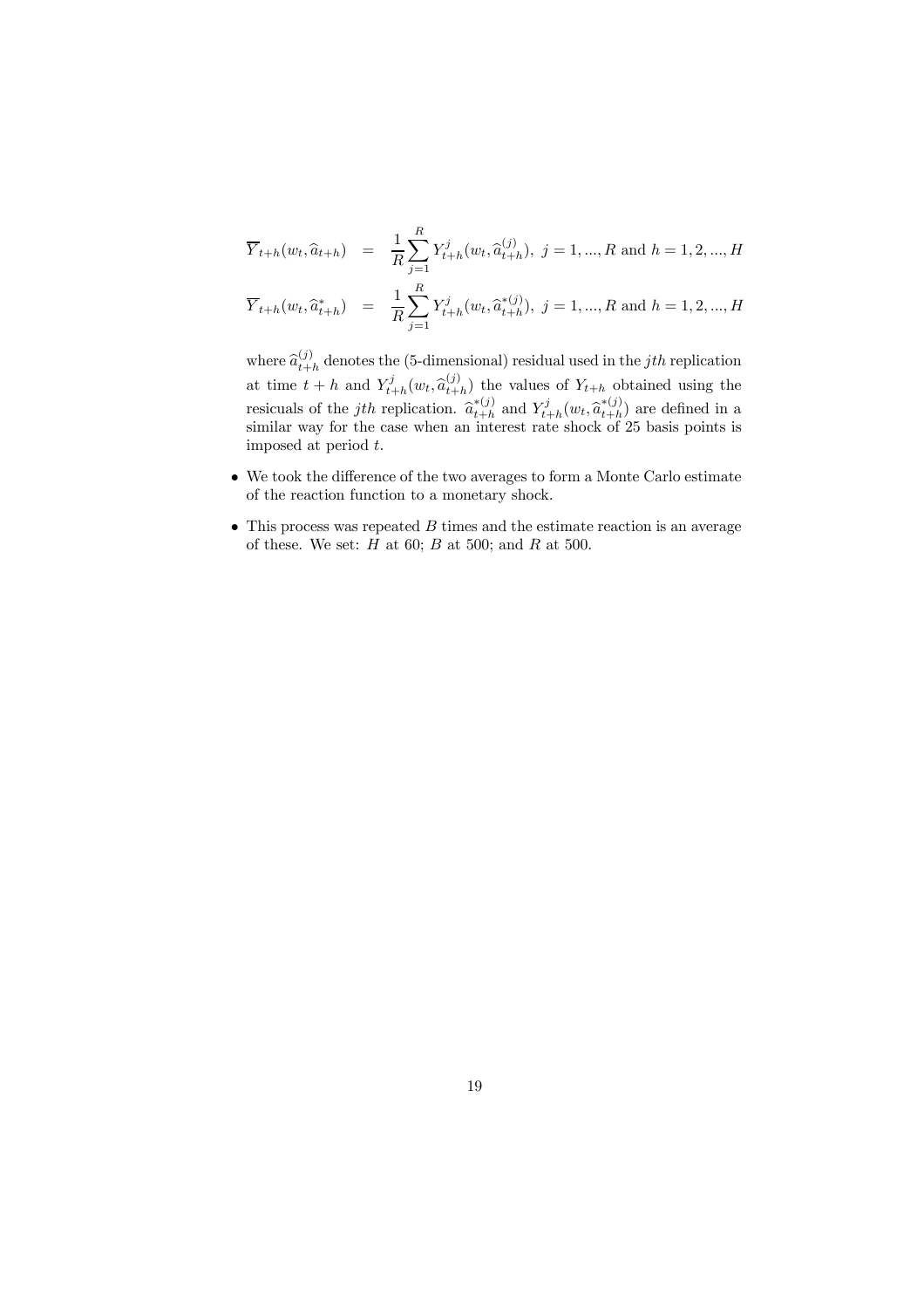$$
\begin{aligned}
\overline{Y}_{t+h}(w_t, \widehat{a}_{t+h}) &= \frac{1}{R}\sum_{j=1}^{R} Y^{j}_{t+h}(w_t, \widehat{a}^{(j)}_{t+h}),\ j = 1, ..., R \text{ and } h = 1, 2, ..., H \\
\overline{Y}_{t+h}(w_t, \widehat{a}^{*}_{t+h}) &= \frac{1}{R}\sum_{j=1}^{R} Y^{j}_{t+h}(w_t, \widehat{a}^{*(j)}_{t+h}),\ j = 1, ..., R \text{ and } h = 1, 2, ..., H
\end{aligned}
$$

where $\widehat{a}^{(j)}_{t+h}$ denotes the (5-dimensional) residual used in the $jth$ replication at time $t + h$ and $Y^{j}_{t+h}(w_t, \widehat{a}^{(j)}_{t+h})$ the values of $Y_{t+h}$ obtained using the resicuals of the $jth$ replication. $\widehat{a}^{*(j)}_{t+h}$ and $Y^{j}_{t+h}(w_t, \widehat{a}^{*(j)}_{t+h})$ are defined in a similar way for the case when an interest rate shock of 25 basis points is imposed at period $t$.

- We took the difference of the two averages to form a Monte Carlo estimate of the reaction function to a monetary shock.
- This process was repeated $B$ times and the estimate reaction is an average of these. We set: $H$ at 60; $B$ at 500; and $R$ at 500.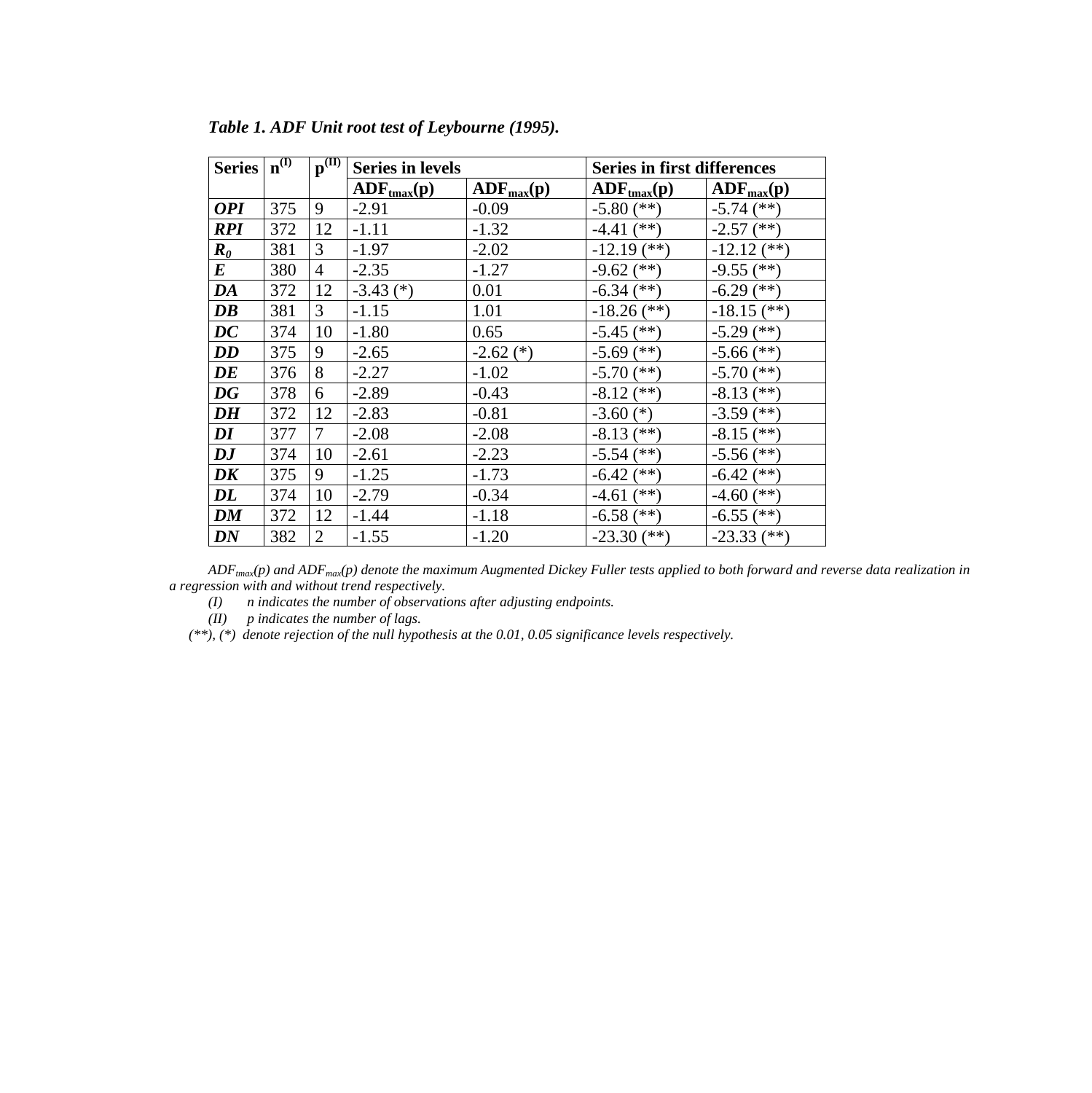***Table 1. ADF Unit root test of Leybourne (1995).***

| **Series** | $n^{(I)}$ | $p^{(II)}$ | **Series in levels** | | **Series in first differences** | |
|---|---|---|---|---|---|---|
| | | | $ADF_{tmax}(p)$ | $ADF_{max}(p)$ | $ADF_{tmax}(p)$ | $ADF_{max}(p)$ |
| ***OPI*** | 375 | 9 | -2.91 | -0.09 | -5.80 (**) | -5.74 (**) |
| ***RPI*** | 372 | 12 | -1.11 | -1.32 | -4.41 (**) | -2.57 (**) |
| $R_0$ | 381 | 3 | -1.97 | -2.02 | -12.19 (**) | -12.12 (**) |
| ***E*** | 380 | 4 | -2.35 | -1.27 | -9.62 (**) | -9.55 (**) |
| ***DA*** | 372 | 12 | -3.43 (*) | 0.01 | -6.34 (**) | -6.29 (**) |
| ***DB*** | 381 | 3 | -1.15 | 1.01 | -18.26 (**) | -18.15 (**) |
| ***DC*** | 374 | 10 | -1.80 | 0.65 | -5.45 (**) | -5.29 (**) |
| ***DD*** | 375 | 9 | -2.65 | -2.62 (*) | -5.69 (**) | -5.66 (**) |
| ***DE*** | 376 | 8 | -2.27 | -1.02 | -5.70 (**) | -5.70 (**) |
| ***DG*** | 378 | 6 | -2.89 | -0.43 | -8.12 (**) | -8.13 (**) |
| ***DH*** | 372 | 12 | -2.83 | -0.81 | -3.60 (*) | -3.59 (**) |
| ***DI*** | 377 | 7 | -2.08 | -2.08 | -8.13 (**) | -8.15 (**) |
| ***DJ*** | 374 | 10 | -2.61 | -2.23 | -5.54 (**) | -5.56 (**) |
| ***DK*** | 375 | 9 | -1.25 | -1.73 | -6.42 (**) | -6.42 (**) |
| ***DL*** | 374 | 10 | -2.79 | -0.34 | -4.61 (**) | -4.60 (**) |
| ***DM*** | 372 | 12 | -1.44 | -1.18 | -6.58 (**) | -6.55 (**) |
| ***DN*** | 382 | 2 | -1.55 | -1.20 | -23.30 (**) | -23.33 (**) |

*$ADF_{tmax}(p)$ and $ADF_{max}(p)$ denote the maximum Augmented Dickey Fuller tests applied to both forward and reverse data realization in a regression with and without trend respectively.*

*(I) n indicates the number of observations after adjusting endpoints.*

*(II) p indicates the number of lags.*

*(**), (*) denote rejection of the null hypothesis at the 0.01, 0.05 significance levels respectively.*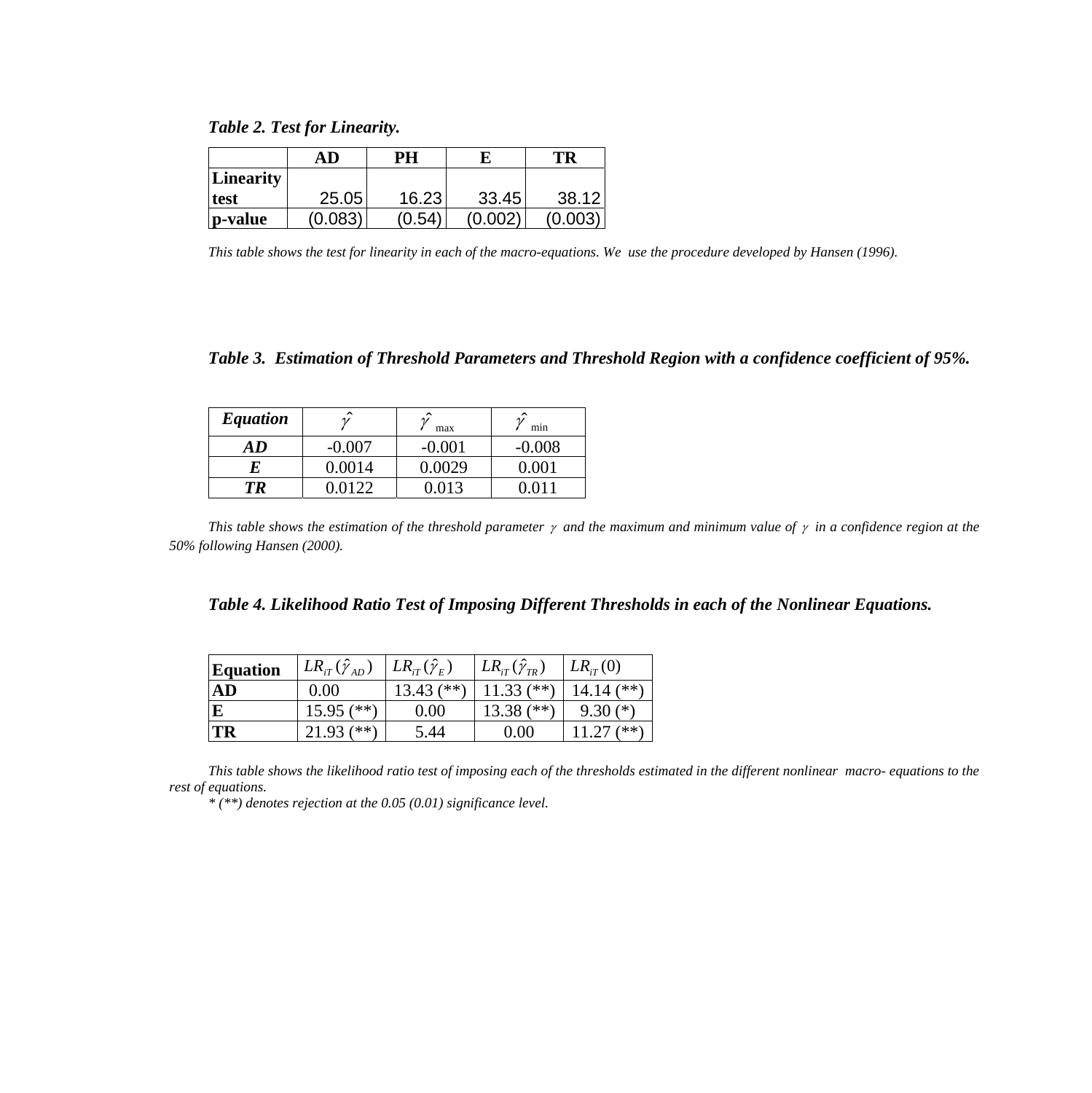***Table 2. Test for Linearity.***

| | AD | PH | E | TR |
|---|---|---|---|---|
| **Linearity test** | 25.05 | 16.23 | 33.45 | 38.12 |
| **p-value** | (0.083) | (0.54) | (0.002) | (0.003) |

*This table shows the test for linearity in each of the macro-equations. We use the procedure developed by Hansen (1996).*

***Table 3. Estimation of Threshold Parameters and Threshold Region with a confidence coefficient of 95%.***

| *Equation* | $\hat{\gamma}$ | $\hat{\gamma}_{\max}$ | $\hat{\gamma}_{\min}$ |
|---|---|---|---|
| ***AD*** | -0.007 | -0.001 | -0.008 |
| ***E*** | 0.0014 | 0.0029 | 0.001 |
| ***TR*** | 0.0122 | 0.013 | 0.011 |

*This table shows the estimation of the threshold parameter $\gamma$ and the maximum and minimum value of $\gamma$ in a confidence region at the 50% following Hansen (2000).*

***Table 4. Likelihood Ratio Test of Imposing Different Thresholds in each of the Nonlinear Equations.***

| **Equation** | $LR_{iT}(\hat{\gamma}_{AD})$ | $LR_{iT}(\hat{\gamma}_{E})$ | $LR_{iT}(\hat{\gamma}_{TR})$ | $LR_{iT}(0)$ |
|---|---|---|---|---|
| **AD** | 0.00 | 13.43 (**) | 11.33 (**) | 14.14 (**) |
| **E** | 15.95 (**) | 0.00 | 13.38 (**) | 9.30 (*) |
| **TR** | 21.93 (**) | 5.44 | 0.00 | 11.27 (**) |

*This table shows the likelihood ratio test of imposing each of the thresholds estimated in the different nonlinear macro- equations to the rest of equations.*

*\* (\*\*) denotes rejection at the 0.05 (0.01) significance level.*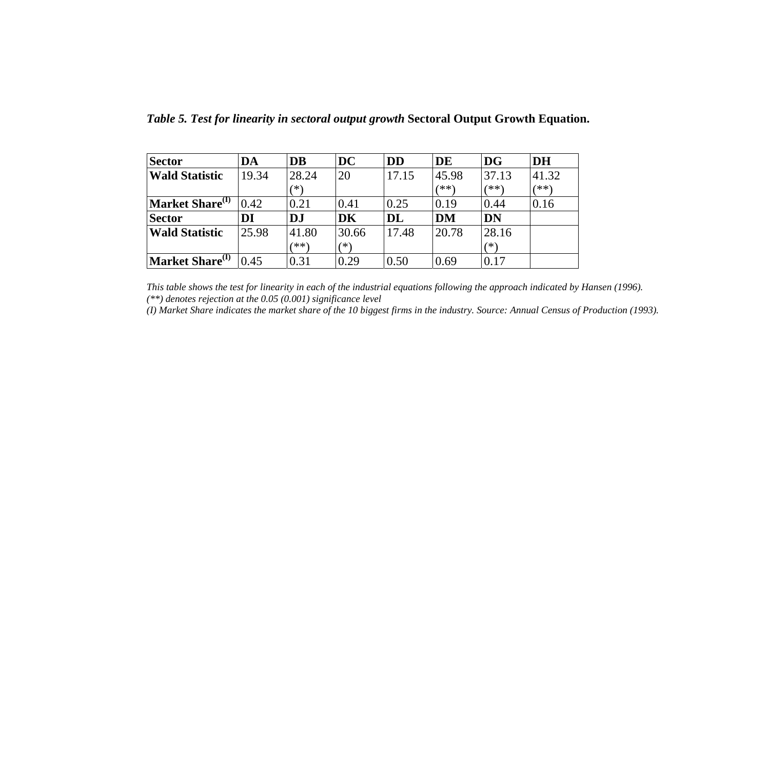***Table 5. Test for linearity in sectoral output growth*** **Sectoral Output Growth Equation.**

| **Sector** | **DA** | **DB** | **DC** | **DD** | **DE** | **DG** | **DH** |
|---|---|---|---|---|---|---|---|
| **Wald Statistic** | 19.34 | 28.24 (*) | 20 | 17.15 | 45.98 (**) | 37.13 (**) | 41.32 (**) |
| **Market Share(I)** | 0.42 | 0.21 | 0.41 | 0.25 | 0.19 | 0.44 | 0.16 |
| **Sector** | **DI** | **DJ** | **DK** | **DL** | **DM** | **DN** | |
| **Wald Statistic** | 25.98 | 41.80 (**) | 30.66 (*) | 17.48 | 20.78 | 28.16 (*) | |
| **Market Share(I)** | 0.45 | 0.31 | 0.29 | 0.50 | 0.69 | 0.17 | |

*This table shows the test for linearity in each of the industrial equations following the approach indicated by Hansen (1996).*
*(**) denotes rejection at the 0.05 (0.001) significance level*
*(I) Market Share indicates the market share of the 10 biggest firms in the industry. Source: Annual Census of Production (1993).*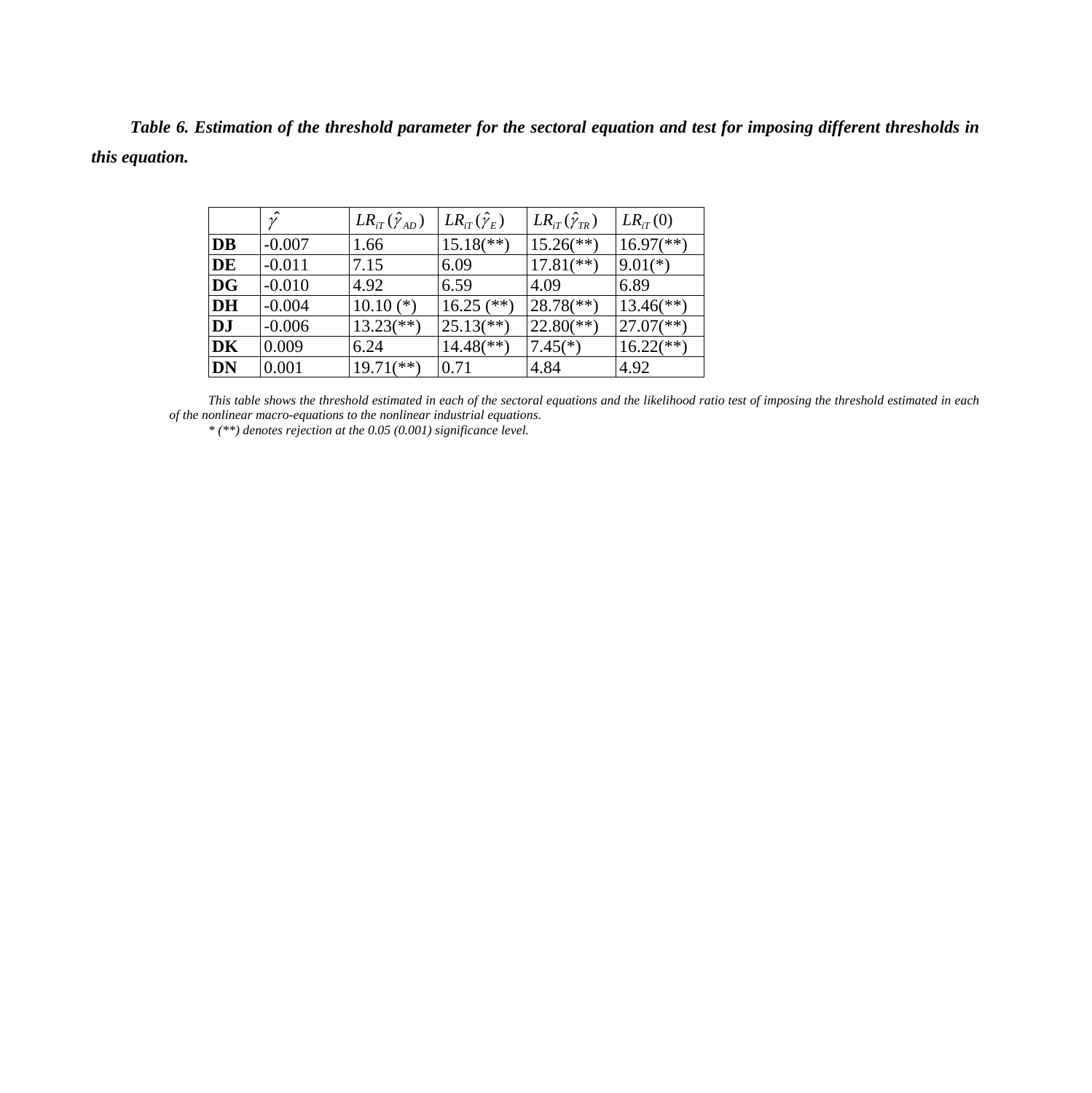***Table 6. Estimation of the threshold parameter for the sectoral equation and test for imposing different thresholds in this equation.***

| | $\hat{\gamma}$ | $LR_{iT}(\hat{\gamma}_{AD})$ | $LR_{iT}(\hat{\gamma}_{E})$ | $LR_{iT}(\hat{\gamma}_{TR})$ | $LR_{iT}(0)$ |
|---|---|---|---|---|---|
| **DB** | -0.007 | 1.66 | 15.18(**) | 15.26(**) | 16.97(**) |
| **DE** | -0.011 | 7.15 | 6.09 | 17.81(**) | 9.01(*) |
| **DG** | -0.010 | 4.92 | 6.59 | 4.09 | 6.89 |
| **DH** | -0.004 | 10.10 (*) | 16.25 (**) | 28.78(**) | 13.46(**) |
| **DJ** | -0.006 | 13.23(**) | 25.13(**) | 22.80(**) | 27.07(**) |
| **DK** | 0.009 | 6.24 | 14.48(**) | 7.45(*) | 16.22(**) |
| **DN** | 0.001 | 19.71(**) | 0.71 | 4.84 | 4.92 |

*This table shows the threshold estimated in each of the sectoral equations and the likelihood ratio test of imposing the threshold estimated in each of the nonlinear macro-equations to the nonlinear industrial equations.*

*\* (\*\*) denotes rejection at the 0.05 (0.001) significance level.*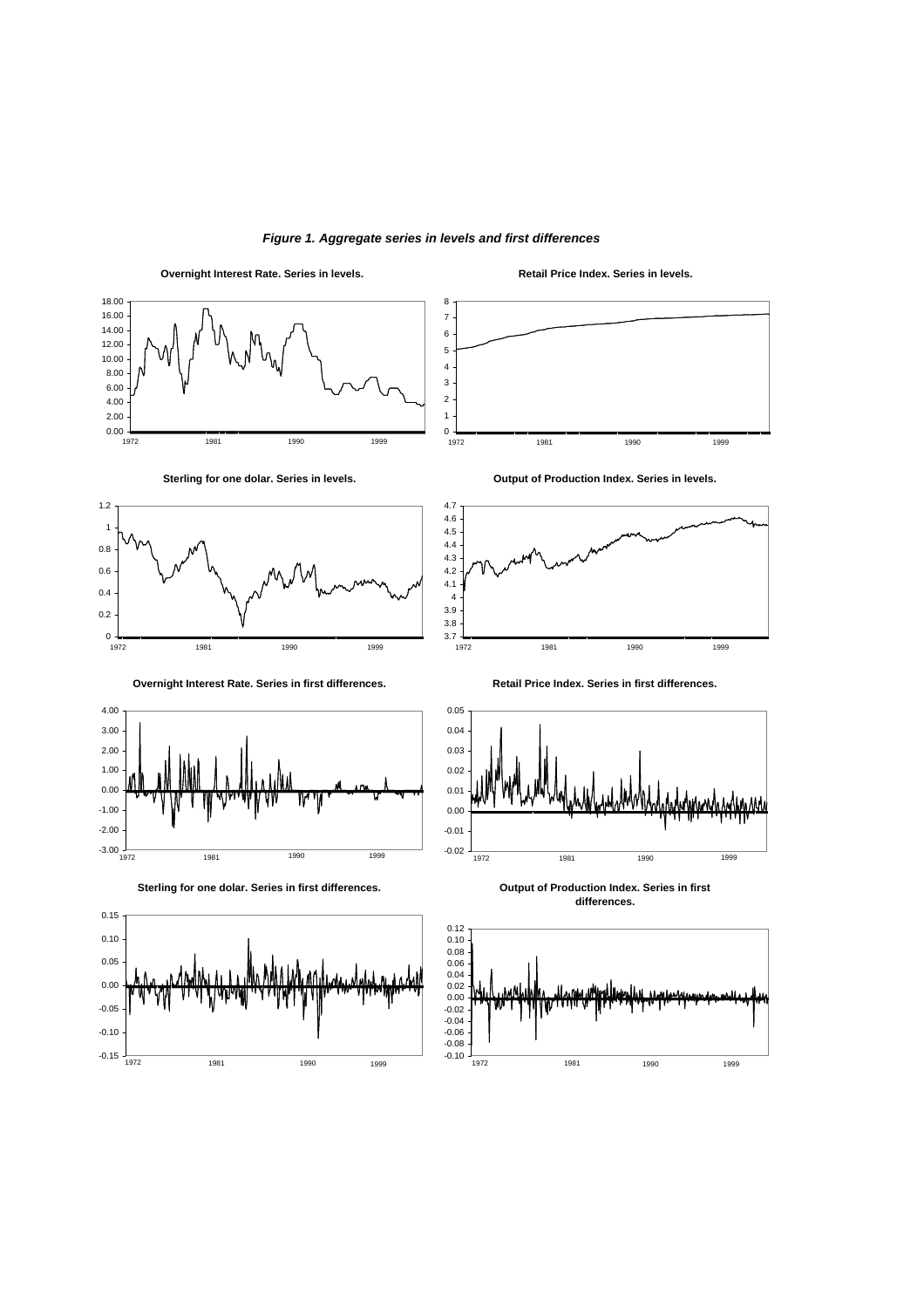***Figure 1. Aggregate series in levels and first differences***

**Overnight Interest Rate. Series in levels.**

**Retail Price Index. Series in levels.**

**Sterling for one dolar. Series in levels.**

**Output of Production Index. Series in levels.**

**Overnight Interest Rate. Series in first differences.**

**Retail Price Index. Series in first differences.**

**Sterling for one dolar. Series in first differences.**

**Output of Production Index. Series in first differences.**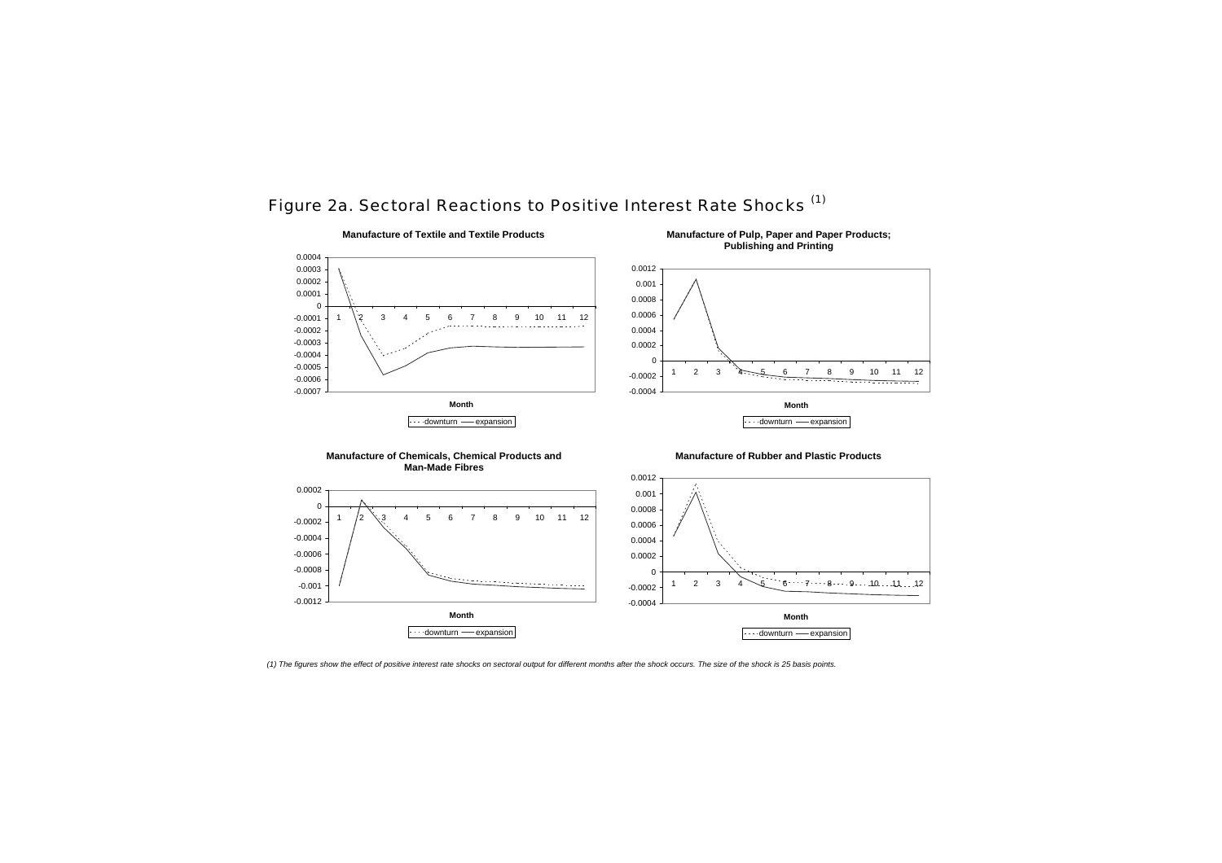# Figure 2a. Sectoral Reactions to Positive Interest Rate Shocks [(1)]

**Manufacture of Textile and Textile Products**

**Manufacture of Pulp, Paper and Paper Products; Publishing and Printing**

**Manufacture of Chemicals, Chemical Products and Man-Made Fibres**

**Manufacture of Rubber and Plastic Products**

*(1) The figures show the effect of positive interest rate shocks on sectoral output for different months after the shock occurs. The size of the shock is 25 basis points.*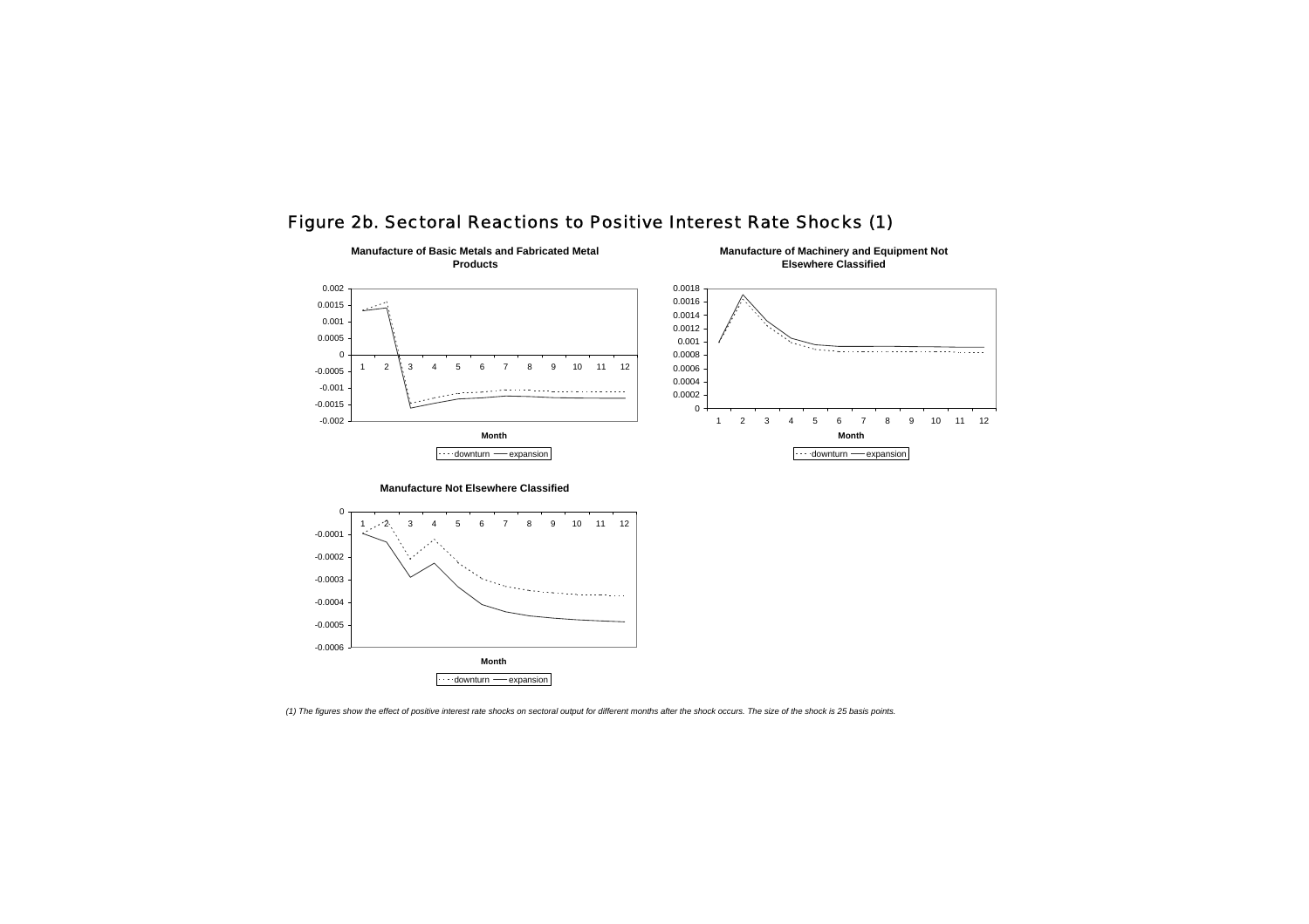## Figure 2b. Sectoral Reactions to Positive Interest Rate Shocks (1)

**Manufacture of Basic Metals and Fabricated Metal Products**

0.002
0.0015
0.001
0.0005
0
-0.0005
-0.001
-0.0015
-0.002

1 2 3 4 5 6 7 8 9 10 11 12

**Month**

downturn expansion

**Manufacture of Machinery and Equipment Not Elsewhere Classified**

0.0018
0.0016
0.0014
0.0012
0.001
0.0008
0.0006
0.0004
0.0002
0

1 2 3 4 5 6 7 8 9 10 11 12

**Month**

downturn expansion

**Manufacture Not Elsewhere Classified**

0
-0.0001
-0.0002
-0.0003
-0.0004
-0.0005
-0.0006

1 2 3 4 5 6 7 8 9 10 11 12

**Month**

downturn expansion

*(1) The figures show the effect of positive interest rate shocks on sectoral output for different months after the shock occurs. The size of the shock is 25 basis points.*